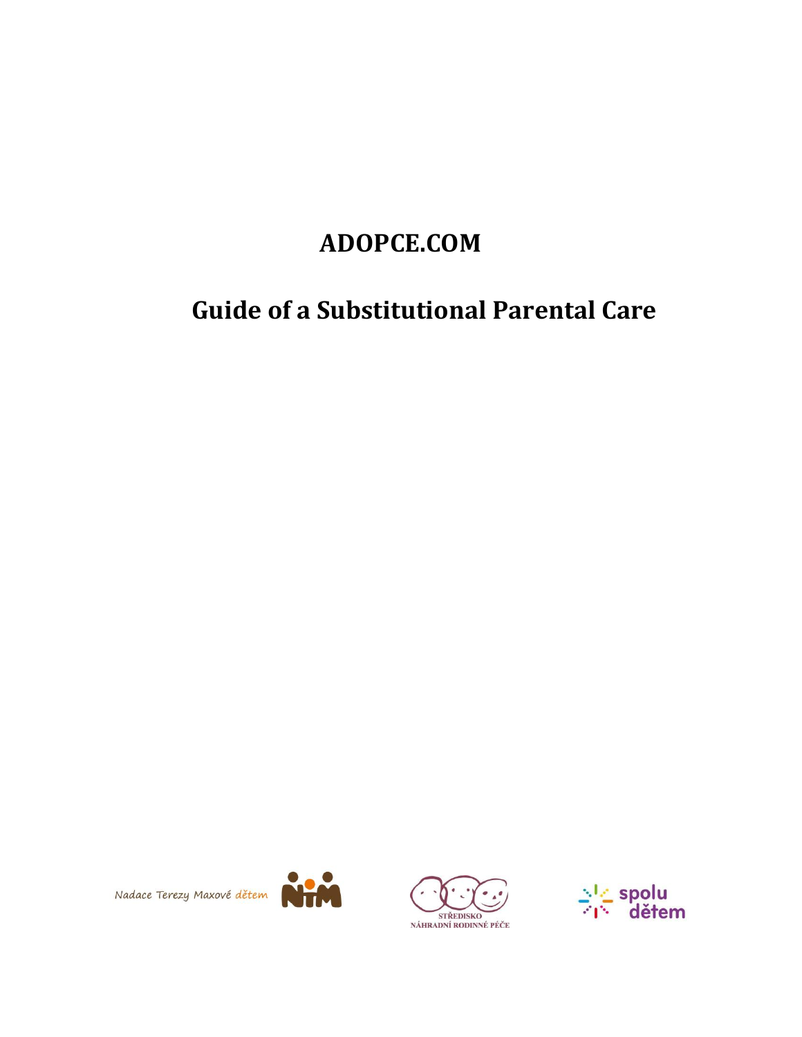# ADOPCE.COM

## Guide of a Substitutional Parental Care

Nadace Terezy Maxové dětem

STŘEDISKO NÁHRADNÍ RODINNÉ PÉČE

spolu dětem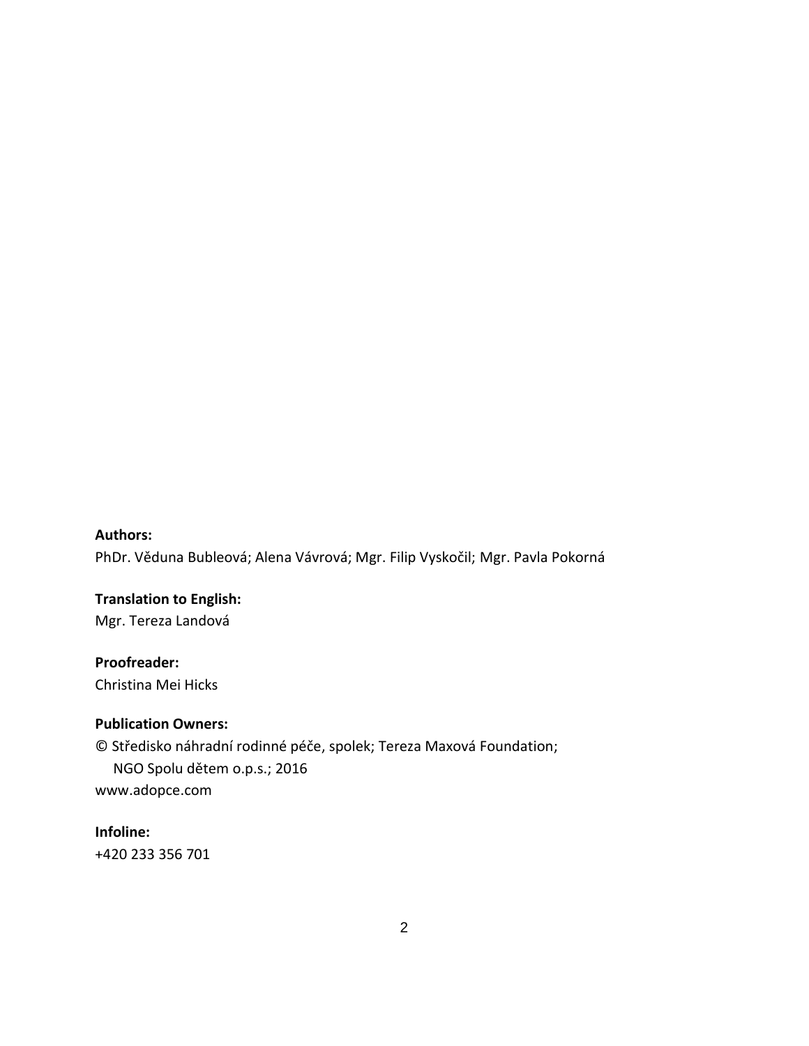**Authors:**
PhDr. Věduna Bubleová; Alena Vávrová; Mgr. Filip Vyskočil; Mgr. Pavla Pokorná

**Translation to English:**
Mgr. Tereza Landová

**Proofreader:**
Christina Mei Hicks

**Publication Owners:**
© Středisko náhradní rodinné péče, spolek; Tereza Maxová Foundation;
NGO Spolu dětem o.p.s.; 2016
www.adopce.com

**Infoline:**
+420 233 356 701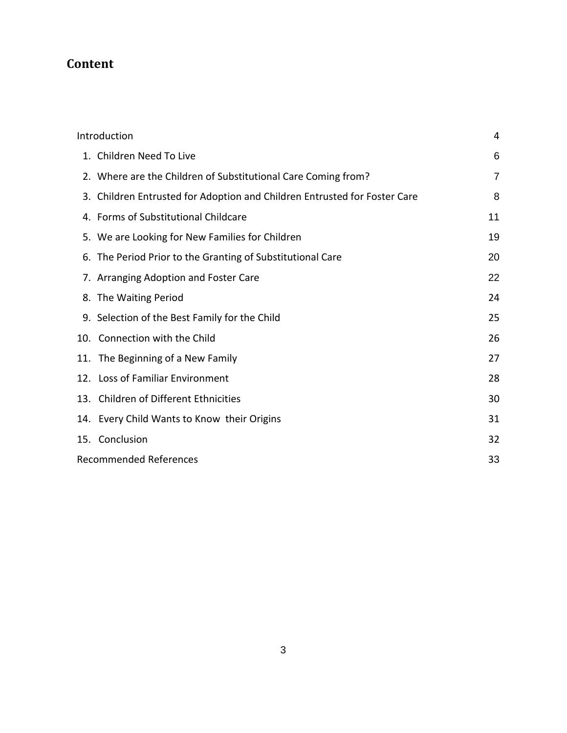## Content

| | |
|---|---|
| Introduction | 4 |
| 1. Children Need To Live | 6 |
| 2. Where are the Children of Substitutional Care Coming from? | 7 |
| 3. Children Entrusted for Adoption and Children Entrusted for Foster Care | 8 |
| 4. Forms of Substitutional Childcare | 11 |
| 5. We are Looking for New Families for Children | 19 |
| 6. The Period Prior to the Granting of Substitutional Care | 20 |
| 7. Arranging Adoption and Foster Care | 22 |
| 8. The Waiting Period | 24 |
| 9. Selection of the Best Family for the Child | 25 |
| 10. Connection with the Child | 26 |
| 11. The Beginning of a New Family | 27 |
| 12. Loss of Familiar Environment | 28 |
| 13. Children of Different Ethnicities | 30 |
| 14. Every Child Wants to Know their Origins | 31 |
| 15. Conclusion | 32 |
| Recommended References | 33 |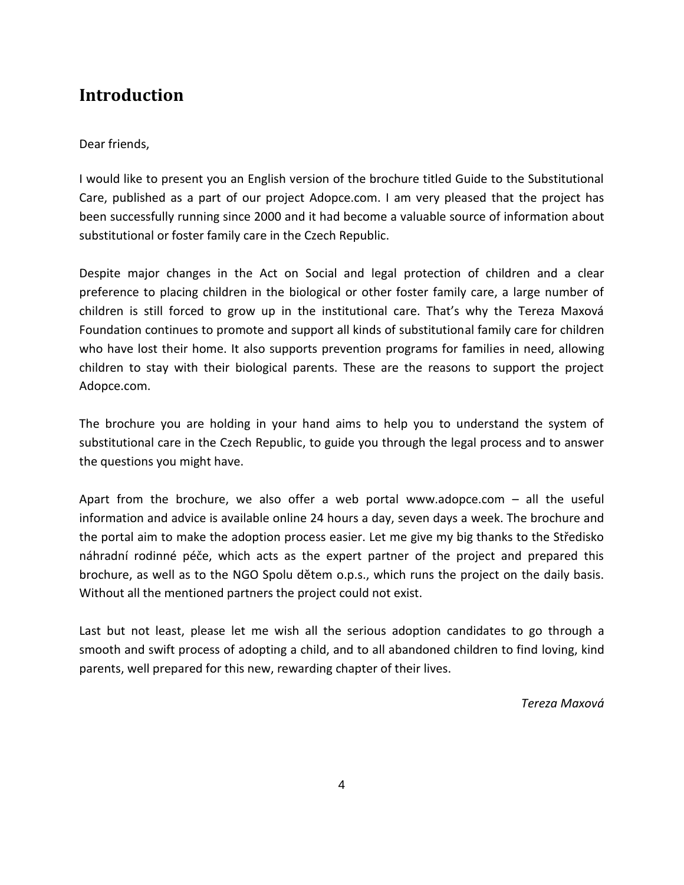## Introduction

Dear friends,

I would like to present you an English version of the brochure titled Guide to the Substitutional Care, published as a part of our project Adopce.com. I am very pleased that the project has been successfully running since 2000 and it had become a valuable source of information about substitutional or foster family care in the Czech Republic.

Despite major changes in the Act on Social and legal protection of children and a clear preference to placing children in the biological or other foster family care, a large number of children is still forced to grow up in the institutional care. That's why the Tereza Maxová Foundation continues to promote and support all kinds of substitutional family care for children who have lost their home. It also supports prevention programs for families in need, allowing children to stay with their biological parents. These are the reasons to support the project Adopce.com.

The brochure you are holding in your hand aims to help you to understand the system of substitutional care in the Czech Republic, to guide you through the legal process and to answer the questions you might have.

Apart from the brochure, we also offer a web portal www.adopce.com – all the useful information and advice is available online 24 hours a day, seven days a week. The brochure and the portal aim to make the adoption process easier. Let me give my big thanks to the Středisko náhradní rodinné péče, which acts as the expert partner of the project and prepared this brochure, as well as to the NGO Spolu dětem o.p.s., which runs the project on the daily basis. Without all the mentioned partners the project could not exist.

Last but not least, please let me wish all the serious adoption candidates to go through a smooth and swift process of adopting a child, and to all abandoned children to find loving, kind parents, well prepared for this new, rewarding chapter of their lives.

*Tereza Maxová*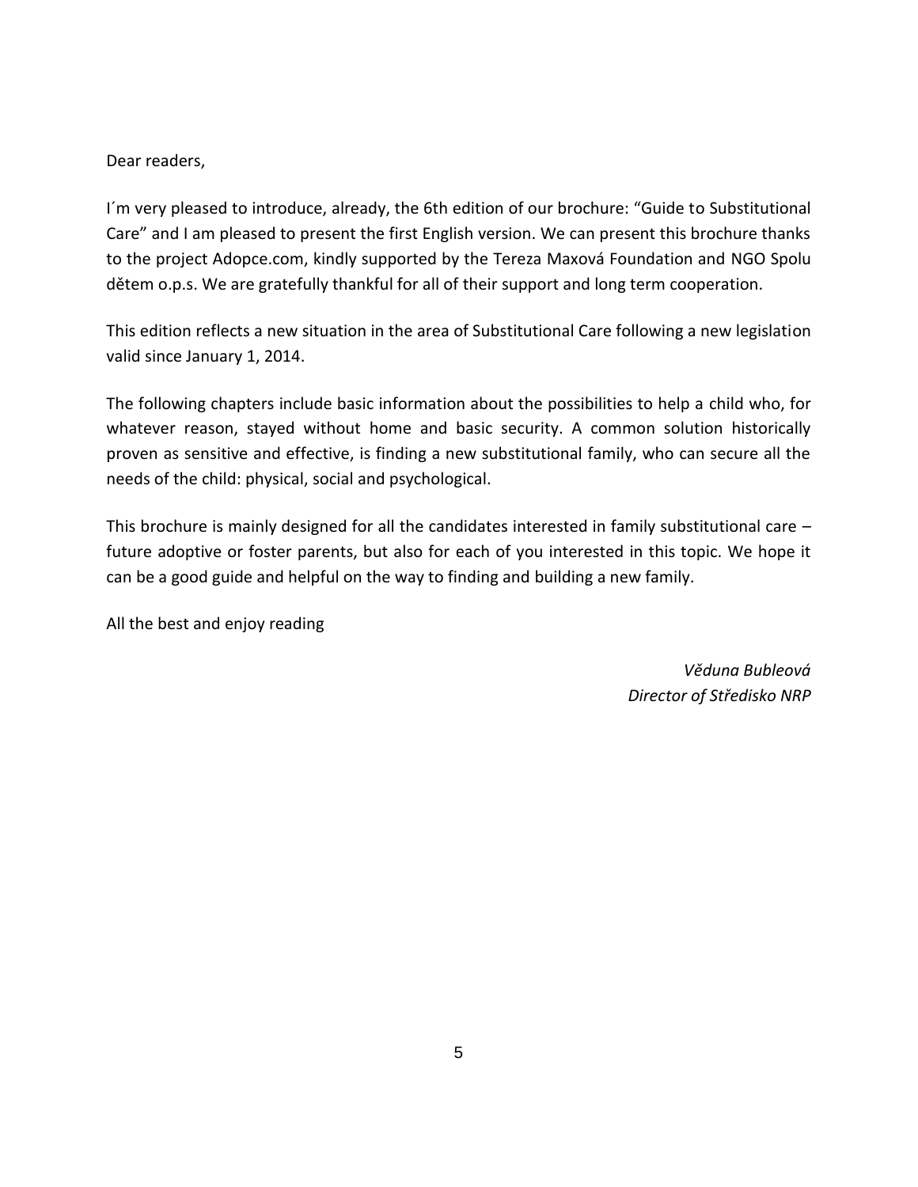Dear readers,

I´m very pleased to introduce, already, the 6th edition of our brochure: "Guide to Substitutional Care" and I am pleased to present the first English version. We can present this brochure thanks to the project Adopce.com, kindly supported by the Tereza Maxová Foundation and NGO Spolu dětem o.p.s. We are gratefully thankful for all of their support and long term cooperation.

This edition reflects a new situation in the area of Substitutional Care following a new legislation valid since January 1, 2014.

The following chapters include basic information about the possibilities to help a child who, for whatever reason, stayed without home and basic security. A common solution historically proven as sensitive and effective, is finding a new substitutional family, who can secure all the needs of the child: physical, social and psychological.

This brochure is mainly designed for all the candidates interested in family substitutional care – future adoptive or foster parents, but also for each of you interested in this topic. We hope it can be a good guide and helpful on the way to finding and building a new family.

All the best and enjoy reading

*Věduna Bubleová*
*Director of Středisko NRP*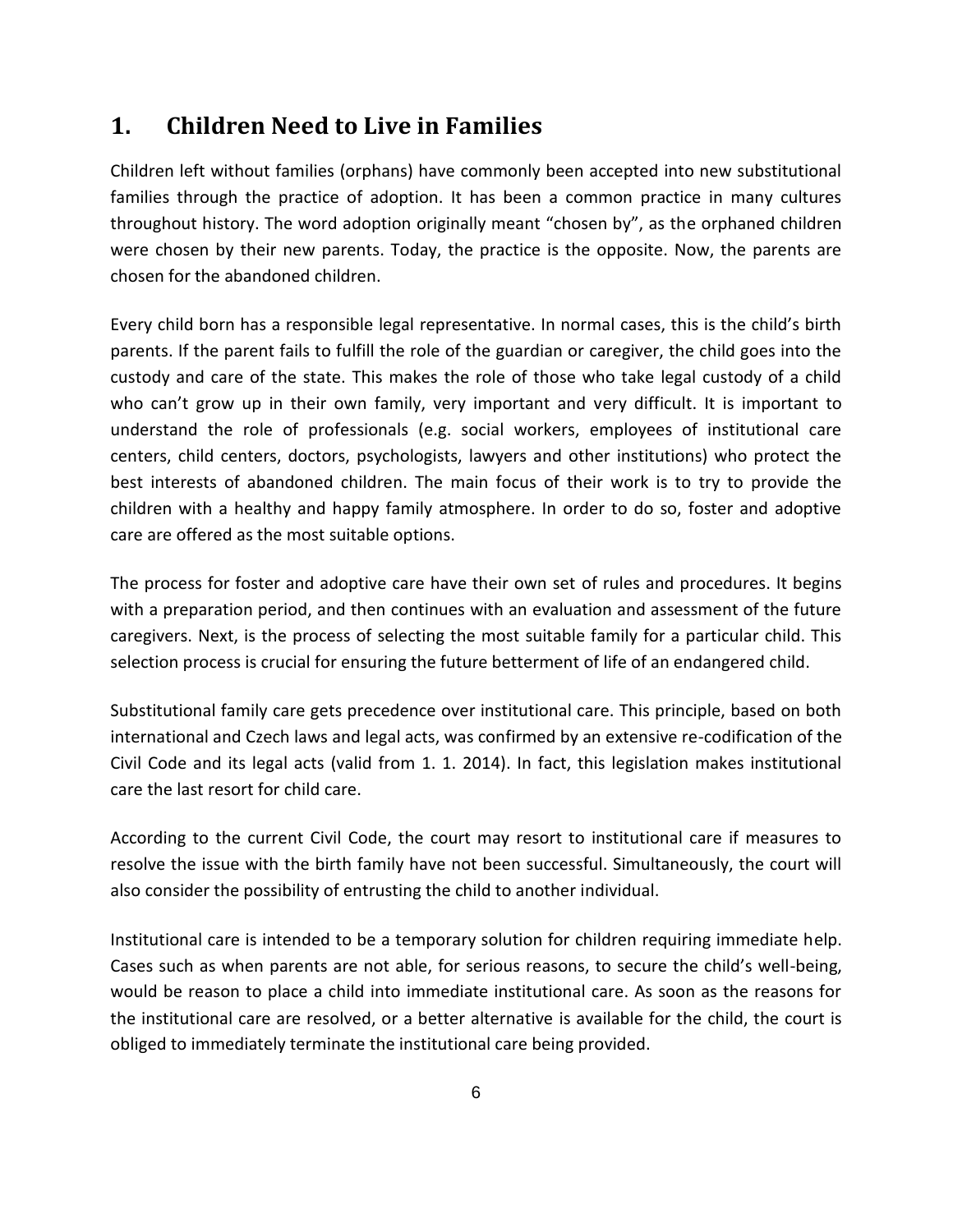## 1. Children Need to Live in Families

Children left without families (orphans) have commonly been accepted into new substitutional families through the practice of adoption. It has been a common practice in many cultures throughout history. The word adoption originally meant "chosen by", as the orphaned children were chosen by their new parents. Today, the practice is the opposite. Now, the parents are chosen for the abandoned children.

Every child born has a responsible legal representative. In normal cases, this is the child's birth parents. If the parent fails to fulfill the role of the guardian or caregiver, the child goes into the custody and care of the state. This makes the role of those who take legal custody of a child who can't grow up in their own family, very important and very difficult. It is important to understand the role of professionals (e.g. social workers, employees of institutional care centers, child centers, doctors, psychologists, lawyers and other institutions) who protect the best interests of abandoned children. The main focus of their work is to try to provide the children with a healthy and happy family atmosphere. In order to do so, foster and adoptive care are offered as the most suitable options.

The process for foster and adoptive care have their own set of rules and procedures. It begins with a preparation period, and then continues with an evaluation and assessment of the future caregivers. Next, is the process of selecting the most suitable family for a particular child. This selection process is crucial for ensuring the future betterment of life of an endangered child.

Substitutional family care gets precedence over institutional care. This principle, based on both international and Czech laws and legal acts, was confirmed by an extensive re-codification of the Civil Code and its legal acts (valid from 1. 1. 2014). In fact, this legislation makes institutional care the last resort for child care.

According to the current Civil Code, the court may resort to institutional care if measures to resolve the issue with the birth family have not been successful. Simultaneously, the court will also consider the possibility of entrusting the child to another individual.

Institutional care is intended to be a temporary solution for children requiring immediate help. Cases such as when parents are not able, for serious reasons, to secure the child's well-being, would be reason to place a child into immediate institutional care. As soon as the reasons for the institutional care are resolved, or a better alternative is available for the child, the court is obliged to immediately terminate the institutional care being provided.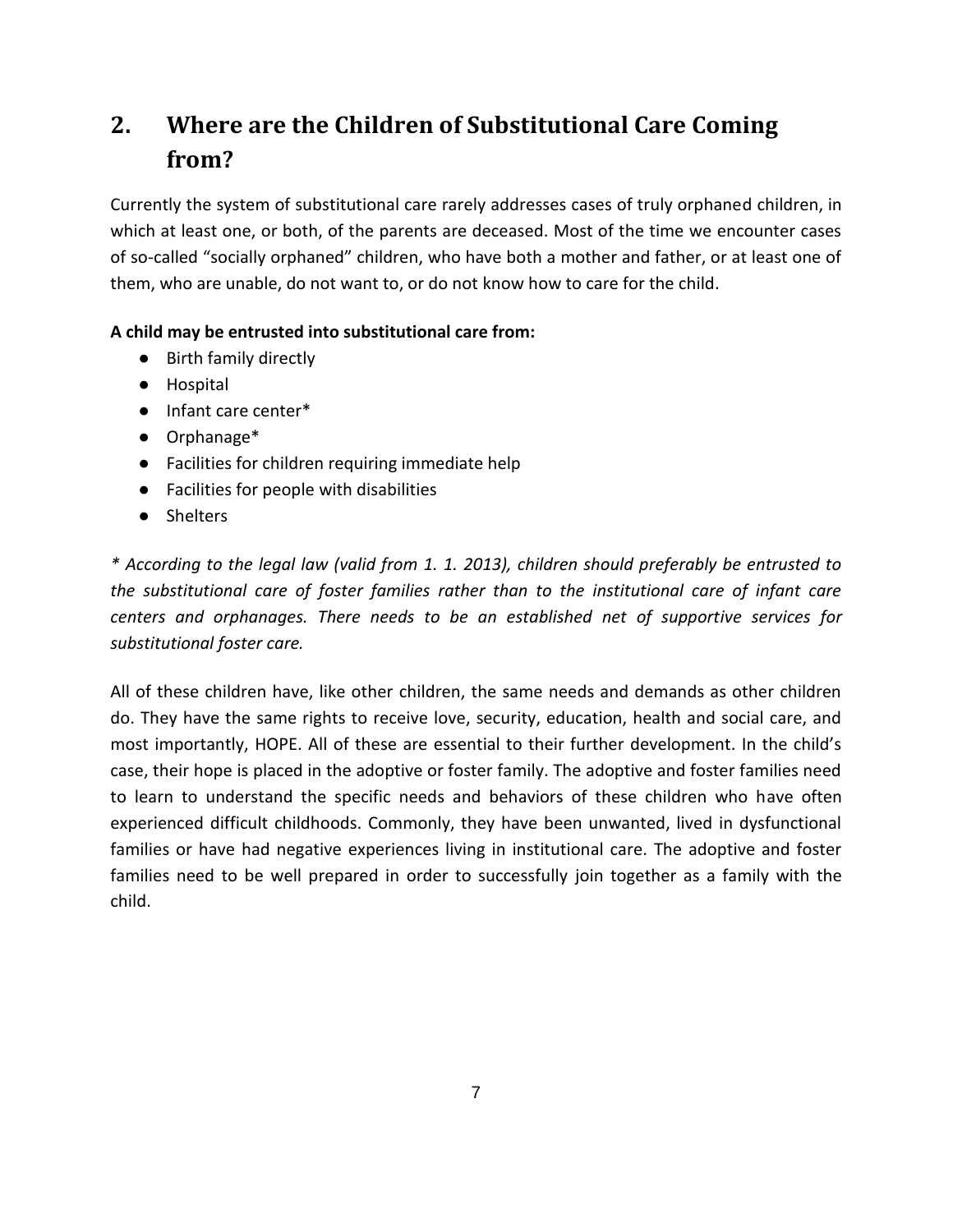## 2. Where are the Children of Substitutional Care Coming from?

Currently the system of substitutional care rarely addresses cases of truly orphaned children, in which at least one, or both, of the parents are deceased. Most of the time we encounter cases of so-called "socially orphaned" children, who have both a mother and father, or at least one of them, who are unable, do not want to, or do not know how to care for the child.

**A child may be entrusted into substitutional care from:**

- Birth family directly
- Hospital
- Infant care center*
- Orphanage*
- Facilities for children requiring immediate help
- Facilities for people with disabilities
- Shelters

*\* According to the legal law (valid from 1. 1. 2013), children should preferably be entrusted to the substitutional care of foster families rather than to the institutional care of infant care centers and orphanages. There needs to be an established net of supportive services for substitutional foster care.*

All of these children have, like other children, the same needs and demands as other children do. They have the same rights to receive love, security, education, health and social care, and most importantly, HOPE. All of these are essential to their further development. In the child's case, their hope is placed in the adoptive or foster family. The adoptive and foster families need to learn to understand the specific needs and behaviors of these children who have often experienced difficult childhoods. Commonly, they have been unwanted, lived in dysfunctional families or have had negative experiences living in institutional care. The adoptive and foster families need to be well prepared in order to successfully join together as a family with the child.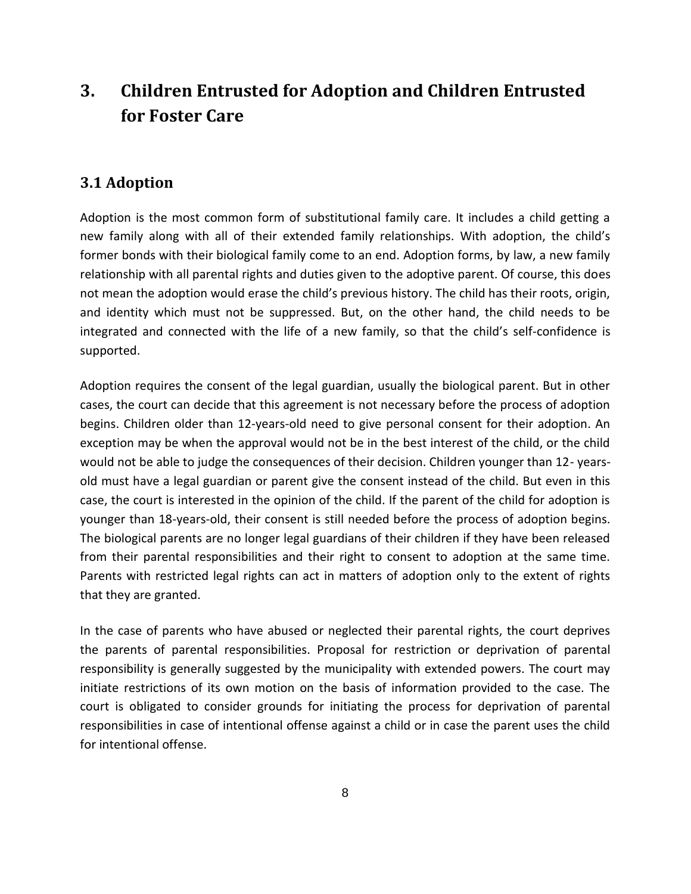# 3. Children Entrusted for Adoption and Children Entrusted for Foster Care

## 3.1 Adoption

Adoption is the most common form of substitutional family care. It includes a child getting a new family along with all of their extended family relationships. With adoption, the child's former bonds with their biological family come to an end. Adoption forms, by law, a new family relationship with all parental rights and duties given to the adoptive parent. Of course, this does not mean the adoption would erase the child's previous history. The child has their roots, origin, and identity which must not be suppressed. But, on the other hand, the child needs to be integrated and connected with the life of a new family, so that the child's self-confidence is supported.

Adoption requires the consent of the legal guardian, usually the biological parent. But in other cases, the court can decide that this agreement is not necessary before the process of adoption begins. Children older than 12-years-old need to give personal consent for their adoption. An exception may be when the approval would not be in the best interest of the child, or the child would not be able to judge the consequences of their decision. Children younger than 12- years-old must have a legal guardian or parent give the consent instead of the child. But even in this case, the court is interested in the opinion of the child. If the parent of the child for adoption is younger than 18-years-old, their consent is still needed before the process of adoption begins. The biological parents are no longer legal guardians of their children if they have been released from their parental responsibilities and their right to consent to adoption at the same time. Parents with restricted legal rights can act in matters of adoption only to the extent of rights that they are granted.

In the case of parents who have abused or neglected their parental rights, the court deprives the parents of parental responsibilities. Proposal for restriction or deprivation of parental responsibility is generally suggested by the municipality with extended powers. The court may initiate restrictions of its own motion on the basis of information provided to the case. The court is obligated to consider grounds for initiating the process for deprivation of parental responsibilities in case of intentional offense against a child or in case the parent uses the child for intentional offense.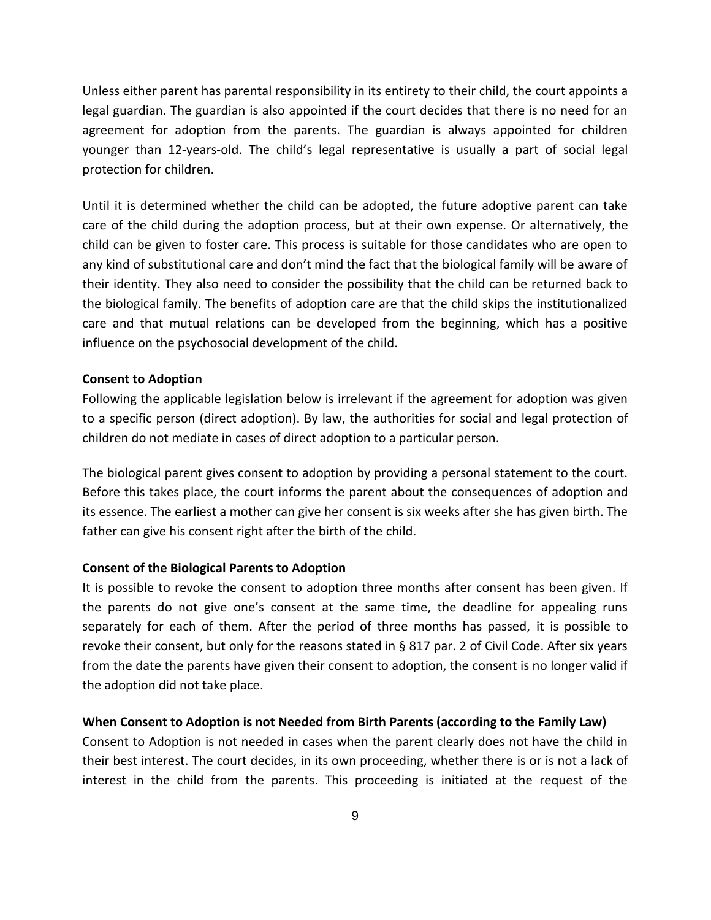Unless either parent has parental responsibility in its entirety to their child, the court appoints a legal guardian. The guardian is also appointed if the court decides that there is no need for an agreement for adoption from the parents. The guardian is always appointed for children younger than 12-years-old. The child's legal representative is usually a part of social legal protection for children.

Until it is determined whether the child can be adopted, the future adoptive parent can take care of the child during the adoption process, but at their own expense. Or alternatively, the child can be given to foster care. This process is suitable for those candidates who are open to any kind of substitutional care and don't mind the fact that the biological family will be aware of their identity. They also need to consider the possibility that the child can be returned back to the biological family. The benefits of adoption care are that the child skips the institutionalized care and that mutual relations can be developed from the beginning, which has a positive influence on the psychosocial development of the child.

**Consent to Adoption**

Following the applicable legislation below is irrelevant if the agreement for adoption was given to a specific person (direct adoption). By law, the authorities for social and legal protection of children do not mediate in cases of direct adoption to a particular person.

The biological parent gives consent to adoption by providing a personal statement to the court. Before this takes place, the court informs the parent about the consequences of adoption and its essence. The earliest a mother can give her consent is six weeks after she has given birth. The father can give his consent right after the birth of the child.

**Consent of the Biological Parents to Adoption**

It is possible to revoke the consent to adoption three months after consent has been given. If the parents do not give one's consent at the same time, the deadline for appealing runs separately for each of them. After the period of three months has passed, it is possible to revoke their consent, but only for the reasons stated in § 817 par. 2 of Civil Code. After six years from the date the parents have given their consent to adoption, the consent is no longer valid if the adoption did not take place.

**When Consent to Adoption is not Needed from Birth Parents (according to the Family Law)**

Consent to Adoption is not needed in cases when the parent clearly does not have the child in their best interest. The court decides, in its own proceeding, whether there is or is not a lack of interest in the child from the parents. This proceeding is initiated at the request of the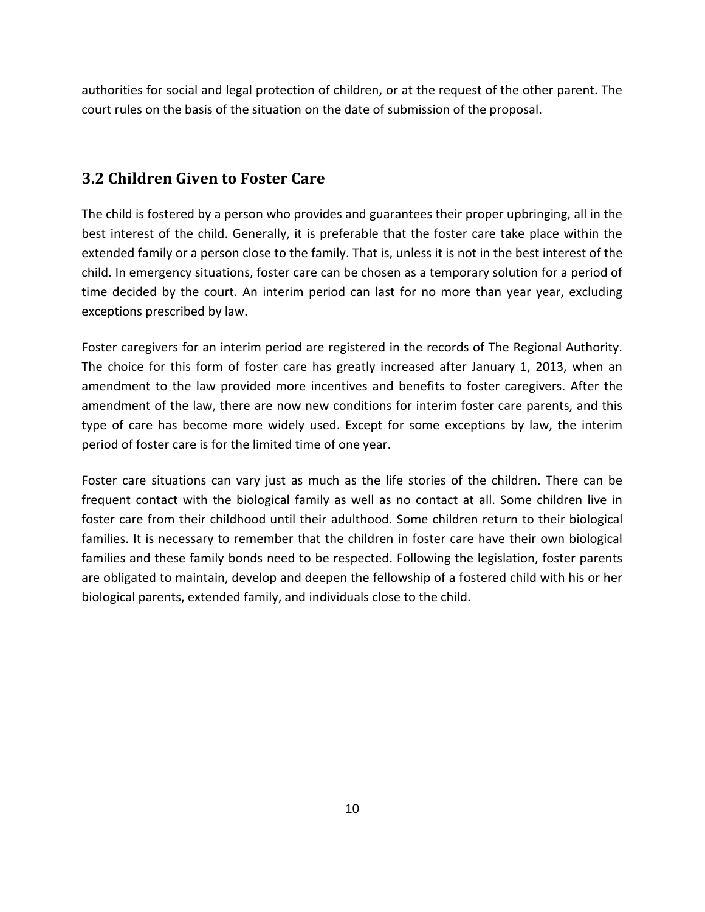authorities for social and legal protection of children, or at the request of the other parent. The court rules on the basis of the situation on the date of submission of the proposal.

## 3.2 Children Given to Foster Care

The child is fostered by a person who provides and guarantees their proper upbringing, all in the best interest of the child. Generally, it is preferable that the foster care take place within the extended family or a person close to the family. That is, unless it is not in the best interest of the child. In emergency situations, foster care can be chosen as a temporary solution for a period of time decided by the court. An interim period can last for no more than year year, excluding exceptions prescribed by law.

Foster caregivers for an interim period are registered in the records of The Regional Authority. The choice for this form of foster care has greatly increased after January 1, 2013, when an amendment to the law provided more incentives and benefits to foster caregivers. After the amendment of the law, there are now new conditions for interim foster care parents, and this type of care has become more widely used. Except for some exceptions by law, the interim period of foster care is for the limited time of one year.

Foster care situations can vary just as much as the life stories of the children. There can be frequent contact with the biological family as well as no contact at all. Some children live in foster care from their childhood until their adulthood. Some children return to their biological families. It is necessary to remember that the children in foster care have their own biological families and these family bonds need to be respected. Following the legislation, foster parents are obligated to maintain, develop and deepen the fellowship of a fostered child with his or her biological parents, extended family, and individuals close to the child.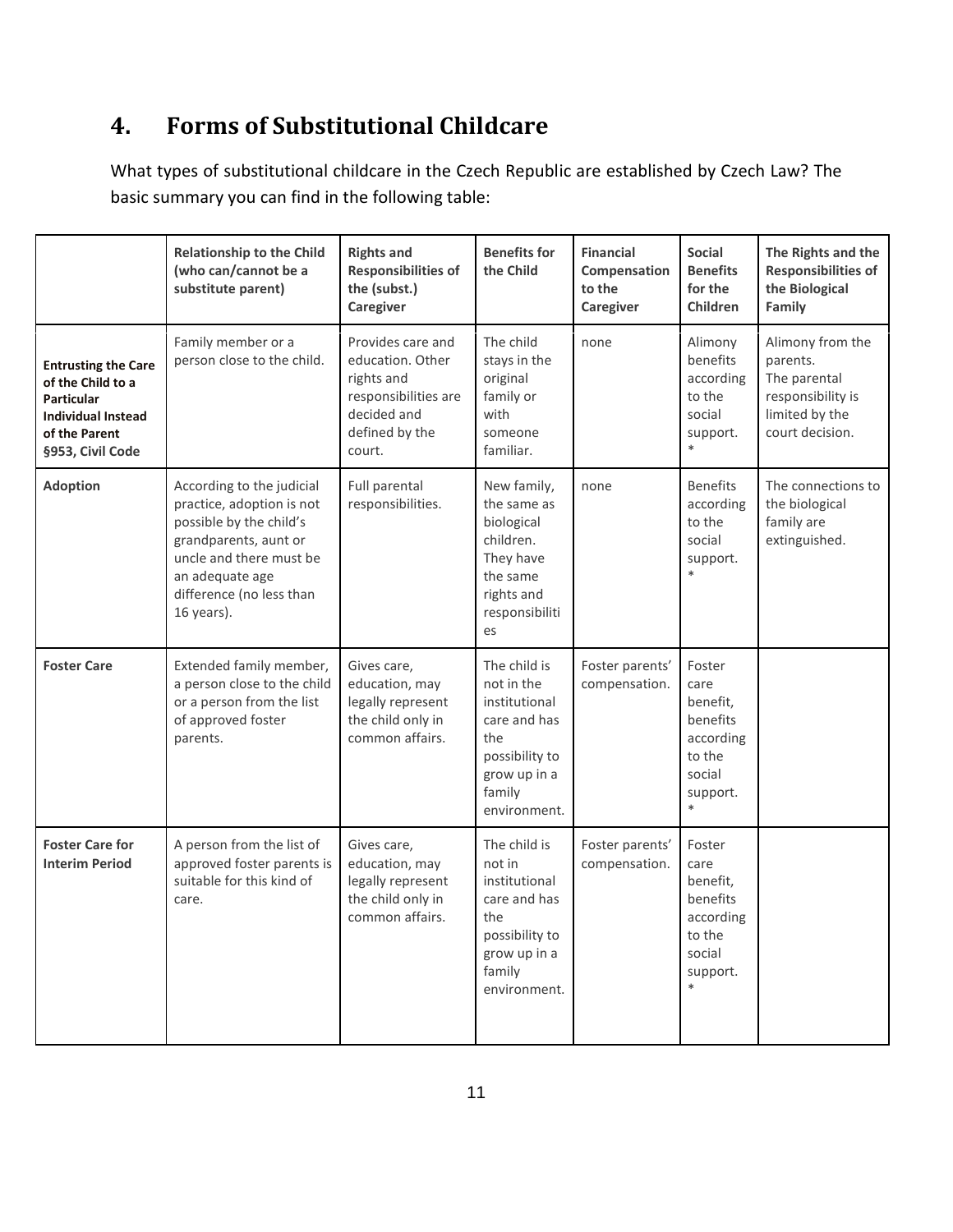## 4. Forms of Substitutional Childcare

What types of substitutional childcare in the Czech Republic are established by Czech Law? The basic summary you can find in the following table:

| | Relationship to the Child (who can/cannot be a substitute parent) | Rights and Responsibilities of the (subst.) Caregiver | Benefits for the Child | Financial Compensation to the Caregiver | Social Benefits for the Children | The Rights and the Responsibilities of the Biological Family |
|---|---|---|---|---|---|---|
| **Entrusting the Care of the Child to a Particular Individual Instead of the Parent §953, Civil Code** | Family member or a person close to the child. | Provides care and education. Other rights and responsibilities are decided and defined by the court. | The child stays in the original family or with someone familiar. | none | Alimony benefits according to the social support. * | Alimony from the parents. The parental responsibility is limited by the court decision. |
| **Adoption** | According to the judicial practice, adoption is not possible by the child's grandparents, aunt or uncle and there must be an adequate age difference (no less than 16 years). | Full parental responsibilities. | New family, the same as biological children. They have the same rights and responsibilities | none | Benefits according to the social support. * | The connections to the biological family are extinguished. |
| **Foster Care** | Extended family member, a person close to the child or a person from the list of approved foster parents. | Gives care, education, may legally represent the child only in common affairs. | The child is not in the institutional care and has the possibility to grow up in a family environment. | Foster parents' compensation. | Foster care benefit, benefits according to the social support. * | |
| **Foster Care for Interim Period** | A person from the list of approved foster parents is suitable for this kind of care. | Gives care, education, may legally represent the child only in common affairs. | The child is not in institutional care and has the possibility to grow up in a family environment. | Foster parents' compensation. | Foster care benefit, benefits according to the social support. * | |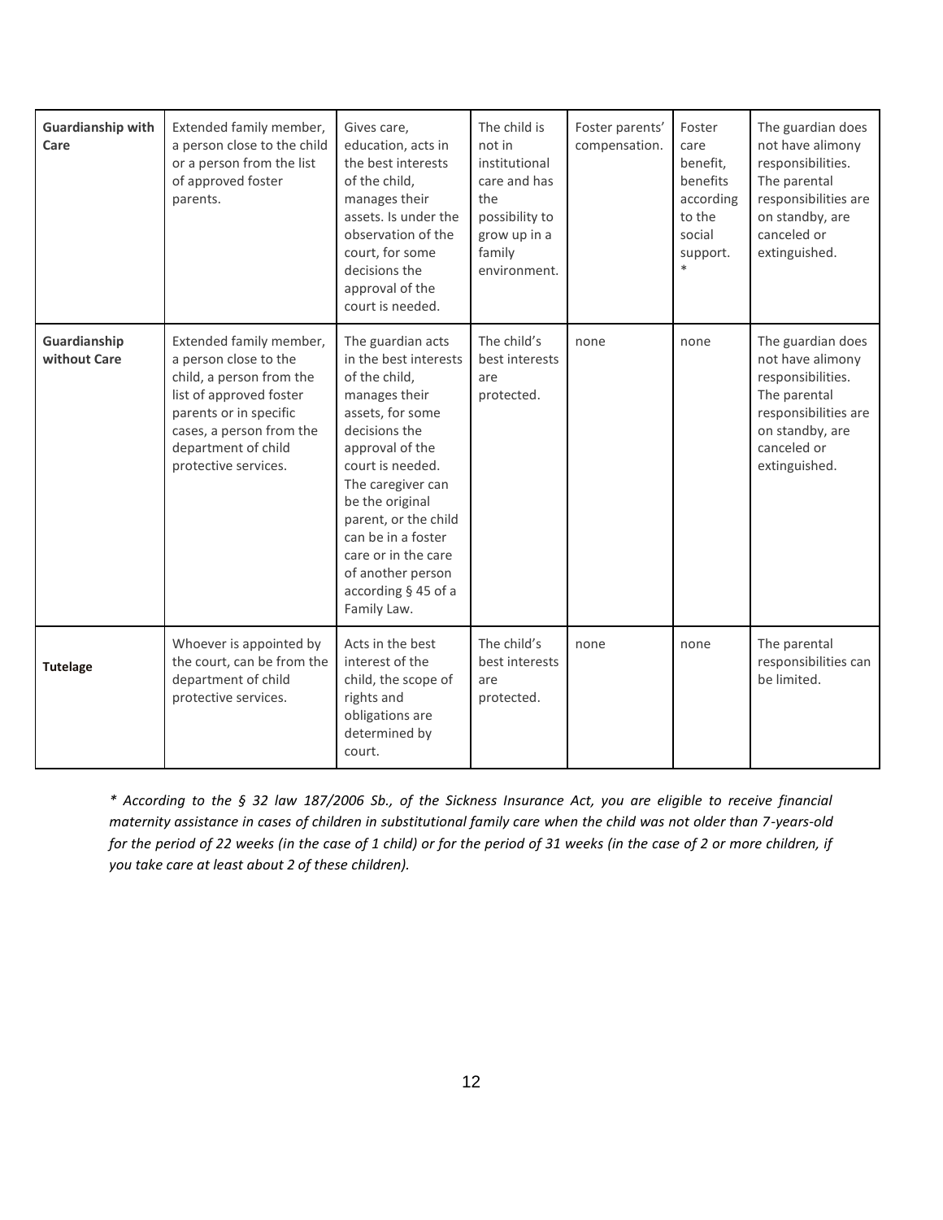| | | | | | | |
|---|---|---|---|---|---|---|
| **Guardianship with Care** | Extended family member, a person close to the child or a person from the list of approved foster parents. | Gives care, education, acts in the best interests of the child, manages their assets. Is under the observation of the court, for some decisions the approval of the court is needed. | The child is not in institutional care and has the possibility to grow up in a family environment. | Foster parents' compensation. | Foster care benefit, benefits according to the social support. * | The guardian does not have alimony responsibilities. The parental responsibilities are on standby, are canceled or extinguished. |
| **Guardianship without Care** | Extended family member, a person close to the child, a person from the list of approved foster parents or in specific cases, a person from the department of child protective services. | The guardian acts in the best interests of the child, manages their assets, for some decisions the approval of the court is needed. The caregiver can be the original parent, or the child can be in a foster care or in the care of another person according § 45 of a Family Law. | The child's best interests are protected. | none | none | The guardian does not have alimony responsibilities. The parental responsibilities are on standby, are canceled or extinguished. |
| **Tutelage** | Whoever is appointed by the court, can be from the department of child protective services. | Acts in the best interest of the child, the scope of rights and obligations are determined by court. | The child's best interests are protected. | none | none | The parental responsibilities can be limited. |

*\* According to the § 32 law 187/2006 Sb., of the Sickness Insurance Act, you are eligible to receive financial maternity assistance in cases of children in substitutional family care when the child was not older than 7-years-old for the period of 22 weeks (in the case of 1 child) or for the period of 31 weeks (in the case of 2 or more children, if you take care at least about 2 of these children).*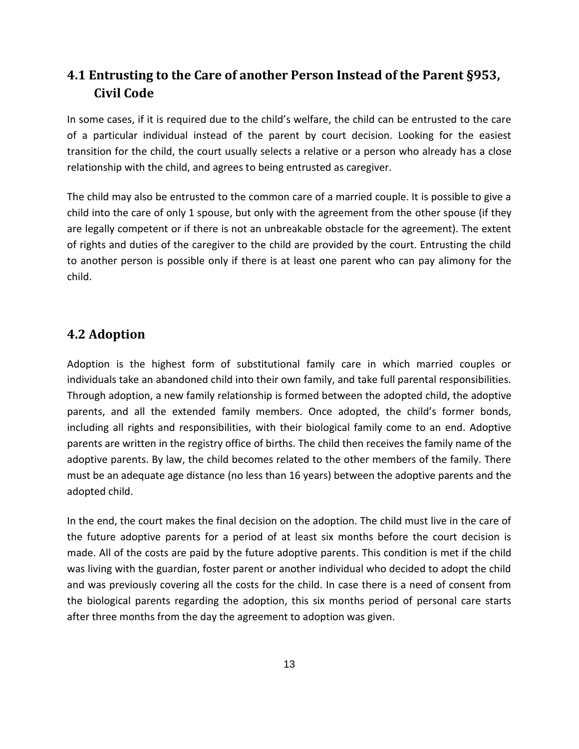## 4.1 Entrusting to the Care of another Person Instead of the Parent §953, Civil Code

In some cases, if it is required due to the child's welfare, the child can be entrusted to the care of a particular individual instead of the parent by court decision. Looking for the easiest transition for the child, the court usually selects a relative or a person who already has a close relationship with the child, and agrees to being entrusted as caregiver.

The child may also be entrusted to the common care of a married couple. It is possible to give a child into the care of only 1 spouse, but only with the agreement from the other spouse (if they are legally competent or if there is not an unbreakable obstacle for the agreement). The extent of rights and duties of the caregiver to the child are provided by the court. Entrusting the child to another person is possible only if there is at least one parent who can pay alimony for the child.

## 4.2 Adoption

Adoption is the highest form of substitutional family care in which married couples or individuals take an abandoned child into their own family, and take full parental responsibilities. Through adoption, a new family relationship is formed between the adopted child, the adoptive parents, and all the extended family members. Once adopted, the child's former bonds, including all rights and responsibilities, with their biological family come to an end. Adoptive parents are written in the registry office of births. The child then receives the family name of the adoptive parents. By law, the child becomes related to the other members of the family. There must be an adequate age distance (no less than 16 years) between the adoptive parents and the adopted child.

In the end, the court makes the final decision on the adoption. The child must live in the care of the future adoptive parents for a period of at least six months before the court decision is made. All of the costs are paid by the future adoptive parents. This condition is met if the child was living with the guardian, foster parent or another individual who decided to adopt the child and was previously covering all the costs for the child. In case there is a need of consent from the biological parents regarding the adoption, this six months period of personal care starts after three months from the day the agreement to adoption was given.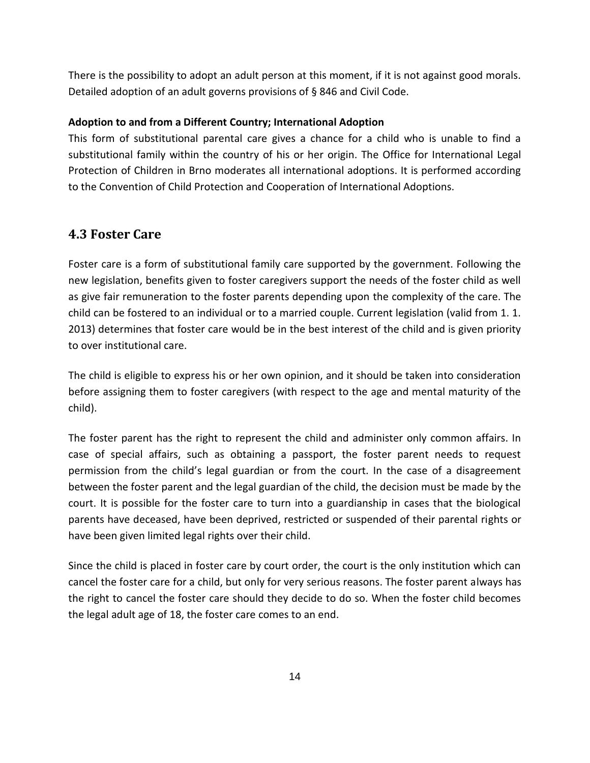There is the possibility to adopt an adult person at this moment, if it is not against good morals. Detailed adoption of an adult governs provisions of § 846 and Civil Code.

**Adoption to and from a Different Country; International Adoption**

This form of substitutional parental care gives a chance for a child who is unable to find a substitutional family within the country of his or her origin. The Office for International Legal Protection of Children in Brno moderates all international adoptions. It is performed according to the Convention of Child Protection and Cooperation of International Adoptions.

## 4.3 Foster Care

Foster care is a form of substitutional family care supported by the government. Following the new legislation, benefits given to foster caregivers support the needs of the foster child as well as give fair remuneration to the foster parents depending upon the complexity of the care. The child can be fostered to an individual or to a married couple. Current legislation (valid from 1. 1. 2013) determines that foster care would be in the best interest of the child and is given priority to over institutional care.

The child is eligible to express his or her own opinion, and it should be taken into consideration before assigning them to foster caregivers (with respect to the age and mental maturity of the child).

The foster parent has the right to represent the child and administer only common affairs. In case of special affairs, such as obtaining a passport, the foster parent needs to request permission from the child's legal guardian or from the court. In the case of a disagreement between the foster parent and the legal guardian of the child, the decision must be made by the court. It is possible for the foster care to turn into a guardianship in cases that the biological parents have deceased, have been deprived, restricted or suspended of their parental rights or have been given limited legal rights over their child.

Since the child is placed in foster care by court order, the court is the only institution which can cancel the foster care for a child, but only for very serious reasons. The foster parent always has the right to cancel the foster care should they decide to do so. When the foster child becomes the legal adult age of 18, the foster care comes to an end.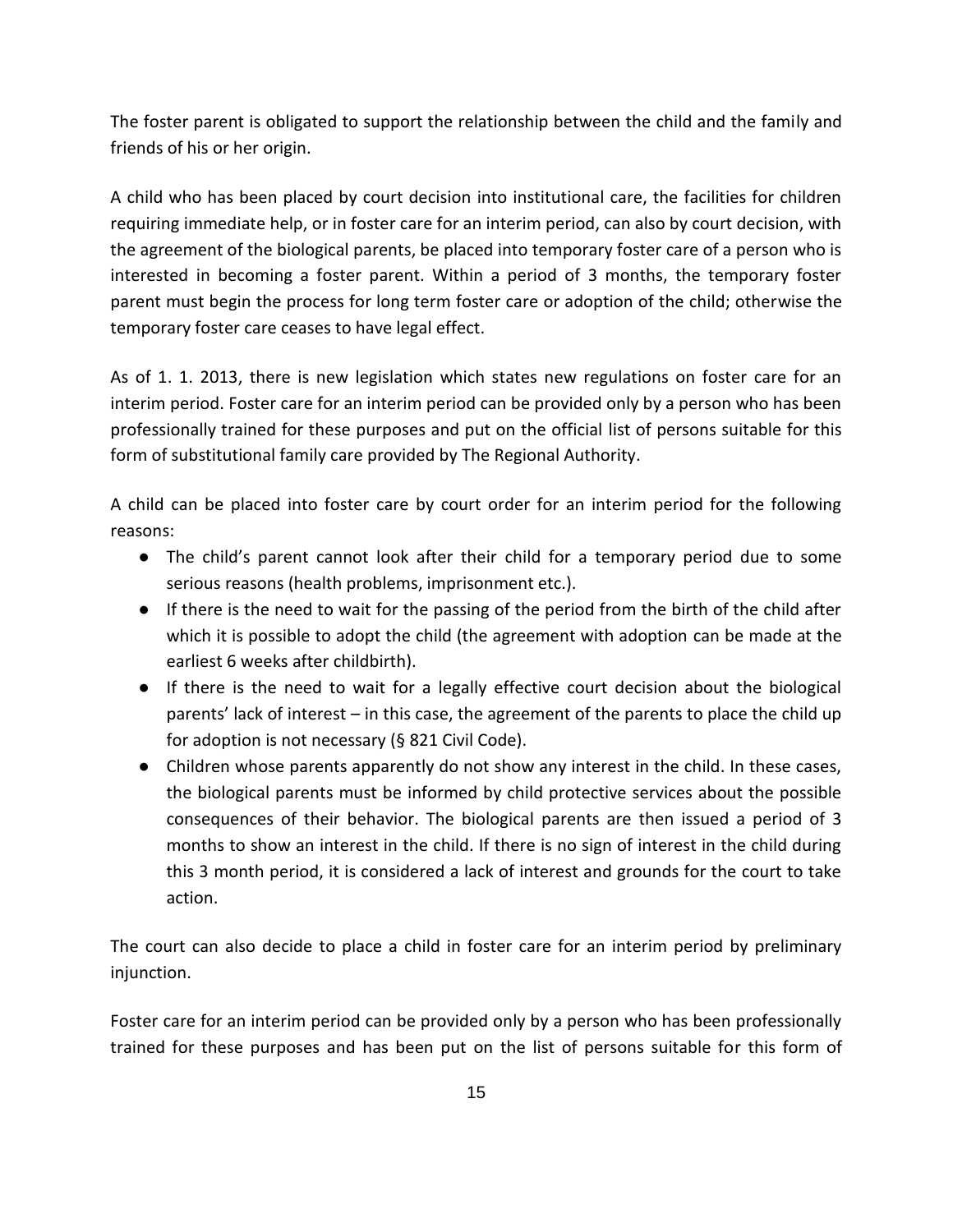The foster parent is obligated to support the relationship between the child and the family and friends of his or her origin.

A child who has been placed by court decision into institutional care, the facilities for children requiring immediate help, or in foster care for an interim period, can also by court decision, with the agreement of the biological parents, be placed into temporary foster care of a person who is interested in becoming a foster parent. Within a period of 3 months, the temporary foster parent must begin the process for long term foster care or adoption of the child; otherwise the temporary foster care ceases to have legal effect.

As of 1. 1. 2013, there is new legislation which states new regulations on foster care for an interim period. Foster care for an interim period can be provided only by a person who has been professionally trained for these purposes and put on the official list of persons suitable for this form of substitutional family care provided by The Regional Authority.

A child can be placed into foster care by court order for an interim period for the following reasons:

- The child's parent cannot look after their child for a temporary period due to some serious reasons (health problems, imprisonment etc.).
- If there is the need to wait for the passing of the period from the birth of the child after which it is possible to adopt the child (the agreement with adoption can be made at the earliest 6 weeks after childbirth).
- If there is the need to wait for a legally effective court decision about the biological parents' lack of interest – in this case, the agreement of the parents to place the child up for adoption is not necessary (§ 821 Civil Code).
- Children whose parents apparently do not show any interest in the child. In these cases, the biological parents must be informed by child protective services about the possible consequences of their behavior. The biological parents are then issued a period of 3 months to show an interest in the child. If there is no sign of interest in the child during this 3 month period, it is considered a lack of interest and grounds for the court to take action.

The court can also decide to place a child in foster care for an interim period by preliminary injunction.

Foster care for an interim period can be provided only by a person who has been professionally trained for these purposes and has been put on the list of persons suitable for this form of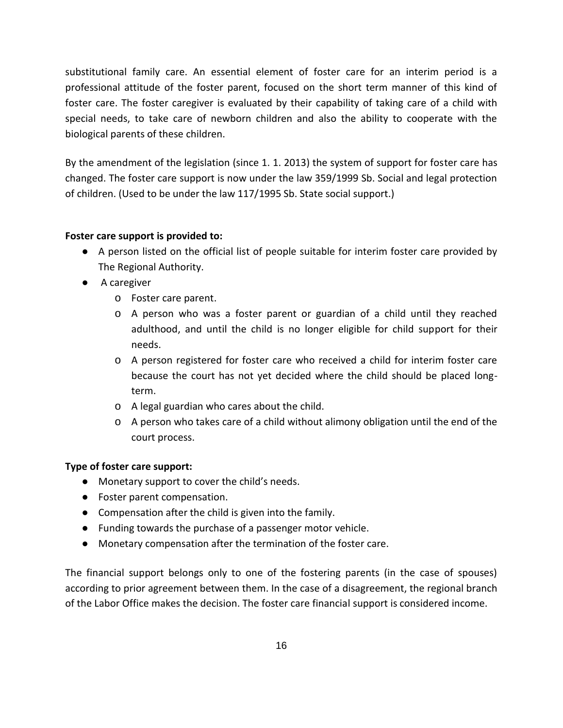substitutional family care. An essential element of foster care for an interim period is a professional attitude of the foster parent, focused on the short term manner of this kind of foster care. The foster caregiver is evaluated by their capability of taking care of a child with special needs, to take care of newborn children and also the ability to cooperate with the biological parents of these children.

By the amendment of the legislation (since 1. 1. 2013) the system of support for foster care has changed. The foster care support is now under the law 359/1999 Sb. Social and legal protection of children. (Used to be under the law 117/1995 Sb. State social support.)

**Foster care support is provided to:**

- A person listed on the official list of people suitable for interim foster care provided by The Regional Authority.
- A caregiver
  - Foster care parent.
  - A person who was a foster parent or guardian of a child until they reached adulthood, and until the child is no longer eligible for child support for their needs.
  - A person registered for foster care who received a child for interim foster care because the court has not yet decided where the child should be placed long-term.
  - A legal guardian who cares about the child.
  - A person who takes care of a child without alimony obligation until the end of the court process.

**Type of foster care support:**

- Monetary support to cover the child's needs.
- Foster parent compensation.
- Compensation after the child is given into the family.
- Funding towards the purchase of a passenger motor vehicle.
- Monetary compensation after the termination of the foster care.

The financial support belongs only to one of the fostering parents (in the case of spouses) according to prior agreement between them. In the case of a disagreement, the regional branch of the Labor Office makes the decision. The foster care financial support is considered income.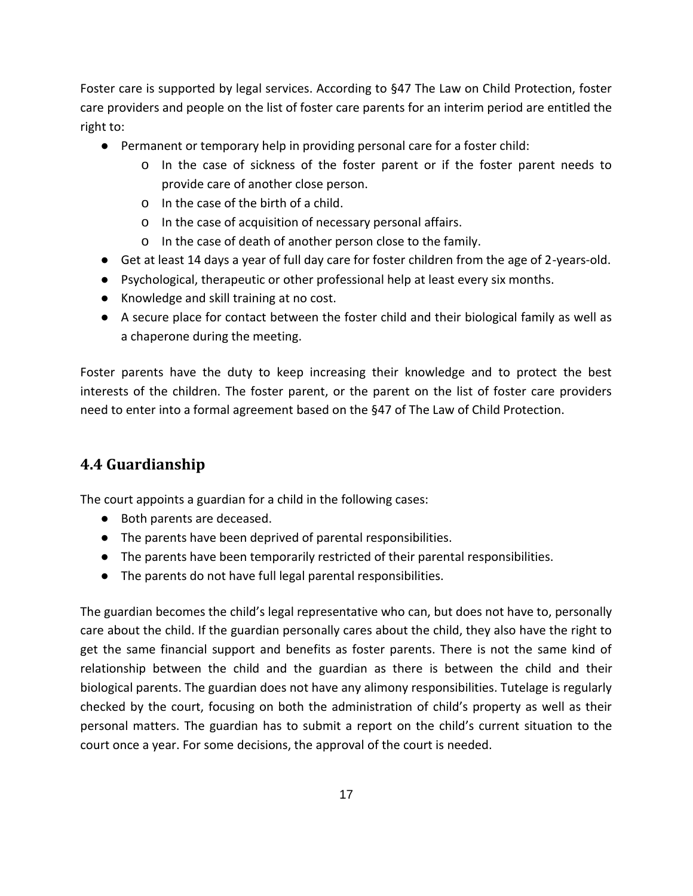Foster care is supported by legal services. According to §47 The Law on Child Protection, foster care providers and people on the list of foster care parents for an interim period are entitled the right to:

- Permanent or temporary help in providing personal care for a foster child:
  - In the case of sickness of the foster parent or if the foster parent needs to provide care of another close person.
  - In the case of the birth of a child.
  - In the case of acquisition of necessary personal affairs.
  - In the case of death of another person close to the family.
- Get at least 14 days a year of full day care for foster children from the age of 2-years-old.
- Psychological, therapeutic or other professional help at least every six months.
- Knowledge and skill training at no cost.
- A secure place for contact between the foster child and their biological family as well as a chaperone during the meeting.

Foster parents have the duty to keep increasing their knowledge and to protect the best interests of the children. The foster parent, or the parent on the list of foster care providers need to enter into a formal agreement based on the §47 of The Law of Child Protection.

## 4.4 Guardianship

The court appoints a guardian for a child in the following cases:

- Both parents are deceased.
- The parents have been deprived of parental responsibilities.
- The parents have been temporarily restricted of their parental responsibilities.
- The parents do not have full legal parental responsibilities.

The guardian becomes the child's legal representative who can, but does not have to, personally care about the child. If the guardian personally cares about the child, they also have the right to get the same financial support and benefits as foster parents. There is not the same kind of relationship between the child and the guardian as there is between the child and their biological parents. The guardian does not have any alimony responsibilities. Tutelage is regularly checked by the court, focusing on both the administration of child's property as well as their personal matters. The guardian has to submit a report on the child's current situation to the court once a year. For some decisions, the approval of the court is needed.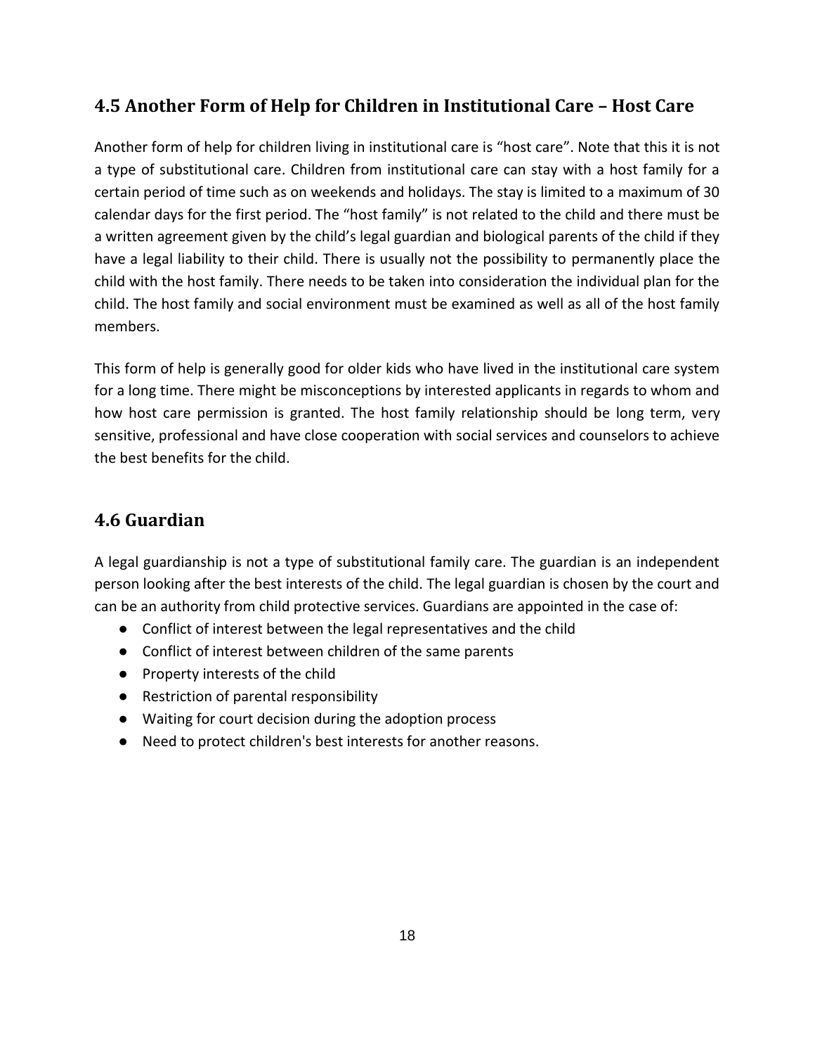## 4.5 Another Form of Help for Children in Institutional Care – Host Care

Another form of help for children living in institutional care is "host care". Note that this it is not a type of substitutional care. Children from institutional care can stay with a host family for a certain period of time such as on weekends and holidays. The stay is limited to a maximum of 30 calendar days for the first period. The "host family" is not related to the child and there must be a written agreement given by the child's legal guardian and biological parents of the child if they have a legal liability to their child. There is usually not the possibility to permanently place the child with the host family. There needs to be taken into consideration the individual plan for the child. The host family and social environment must be examined as well as all of the host family members.

This form of help is generally good for older kids who have lived in the institutional care system for a long time. There might be misconceptions by interested applicants in regards to whom and how host care permission is granted. The host family relationship should be long term, very sensitive, professional and have close cooperation with social services and counselors to achieve the best benefits for the child.

## 4.6 Guardian

A legal guardianship is not a type of substitutional family care. The guardian is an independent person looking after the best interests of the child. The legal guardian is chosen by the court and can be an authority from child protective services. Guardians are appointed in the case of:

- Conflict of interest between the legal representatives and the child
- Conflict of interest between children of the same parents
- Property interests of the child
- Restriction of parental responsibility
- Waiting for court decision during the adoption process
- Need to protect children's best interests for another reasons.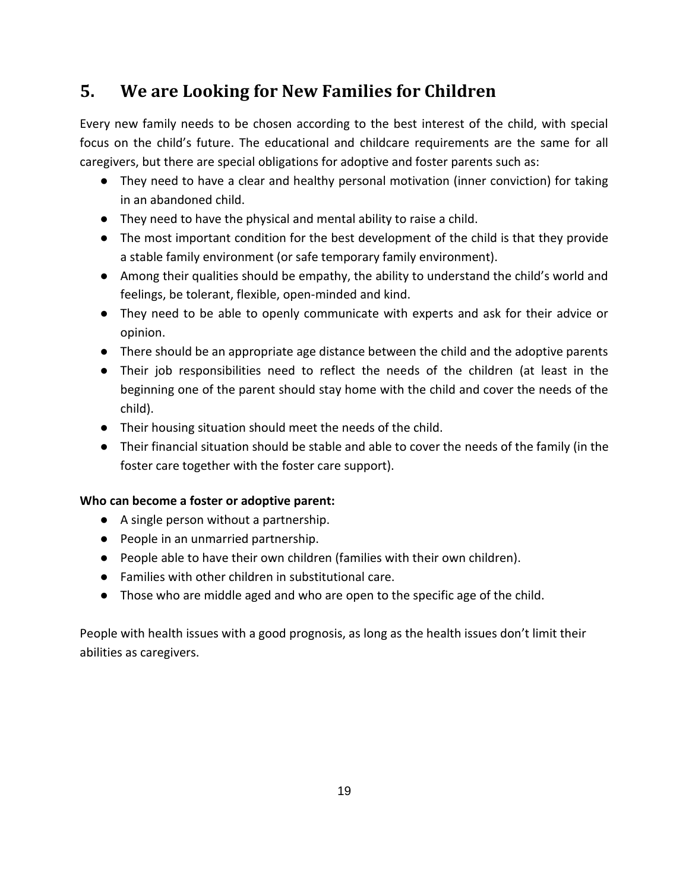## 5. We are Looking for New Families for Children

Every new family needs to be chosen according to the best interest of the child, with special focus on the child's future. The educational and childcare requirements are the same for all caregivers, but there are special obligations for adoptive and foster parents such as:

- They need to have a clear and healthy personal motivation (inner conviction) for taking in an abandoned child.
- They need to have the physical and mental ability to raise a child.
- The most important condition for the best development of the child is that they provide a stable family environment (or safe temporary family environment).
- Among their qualities should be empathy, the ability to understand the child's world and feelings, be tolerant, flexible, open-minded and kind.
- They need to be able to openly communicate with experts and ask for their advice or opinion.
- There should be an appropriate age distance between the child and the adoptive parents
- Their job responsibilities need to reflect the needs of the children (at least in the beginning one of the parent should stay home with the child and cover the needs of the child).
- Their housing situation should meet the needs of the child.
- Their financial situation should be stable and able to cover the needs of the family (in the foster care together with the foster care support).

**Who can become a foster or adoptive parent:**

- A single person without a partnership.
- People in an unmarried partnership.
- People able to have their own children (families with their own children).
- Families with other children in substitutional care.
- Those who are middle aged and who are open to the specific age of the child.

People with health issues with a good prognosis, as long as the health issues don't limit their abilities as caregivers.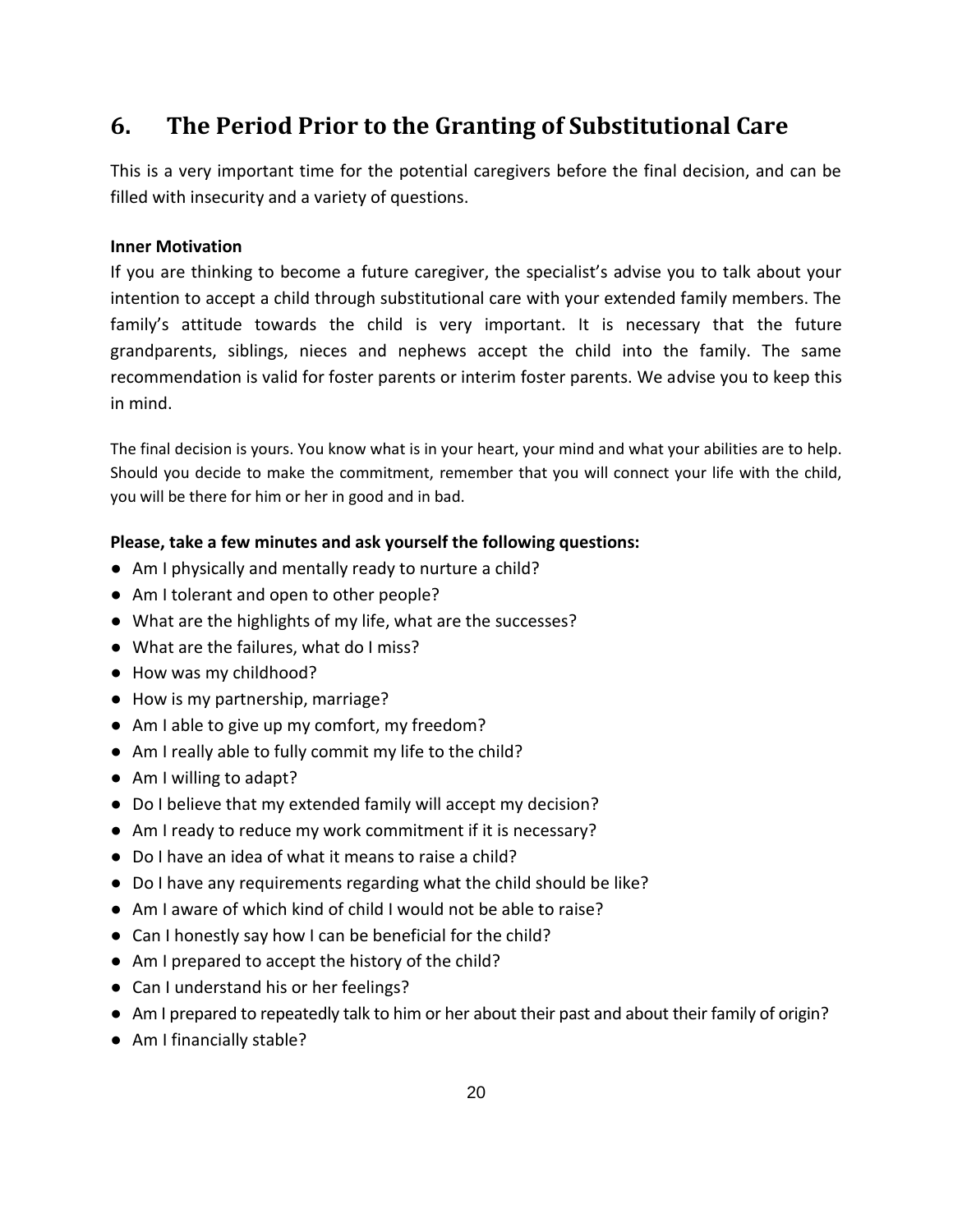# 6. The Period Prior to the Granting of Substitutional Care

This is a very important time for the potential caregivers before the final decision, and can be filled with insecurity and a variety of questions.

**Inner Motivation**

If you are thinking to become a future caregiver, the specialist's advise you to talk about your intention to accept a child through substitutional care with your extended family members. The family's attitude towards the child is very important. It is necessary that the future grandparents, siblings, nieces and nephews accept the child into the family. The same recommendation is valid for foster parents or interim foster parents. We advise you to keep this in mind.

The final decision is yours. You know what is in your heart, your mind and what your abilities are to help. Should you decide to make the commitment, remember that you will connect your life with the child, you will be there for him or her in good and in bad.

**Please, take a few minutes and ask yourself the following questions:**

- Am I physically and mentally ready to nurture a child?
- Am I tolerant and open to other people?
- What are the highlights of my life, what are the successes?
- What are the failures, what do I miss?
- How was my childhood?
- How is my partnership, marriage?
- Am I able to give up my comfort, my freedom?
- Am I really able to fully commit my life to the child?
- Am I willing to adapt?
- Do I believe that my extended family will accept my decision?
- Am I ready to reduce my work commitment if it is necessary?
- Do I have an idea of what it means to raise a child?
- Do I have any requirements regarding what the child should be like?
- Am I aware of which kind of child I would not be able to raise?
- Can I honestly say how I can be beneficial for the child?
- Am I prepared to accept the history of the child?
- Can I understand his or her feelings?
- Am I prepared to repeatedly talk to him or her about their past and about their family of origin?
- Am I financially stable?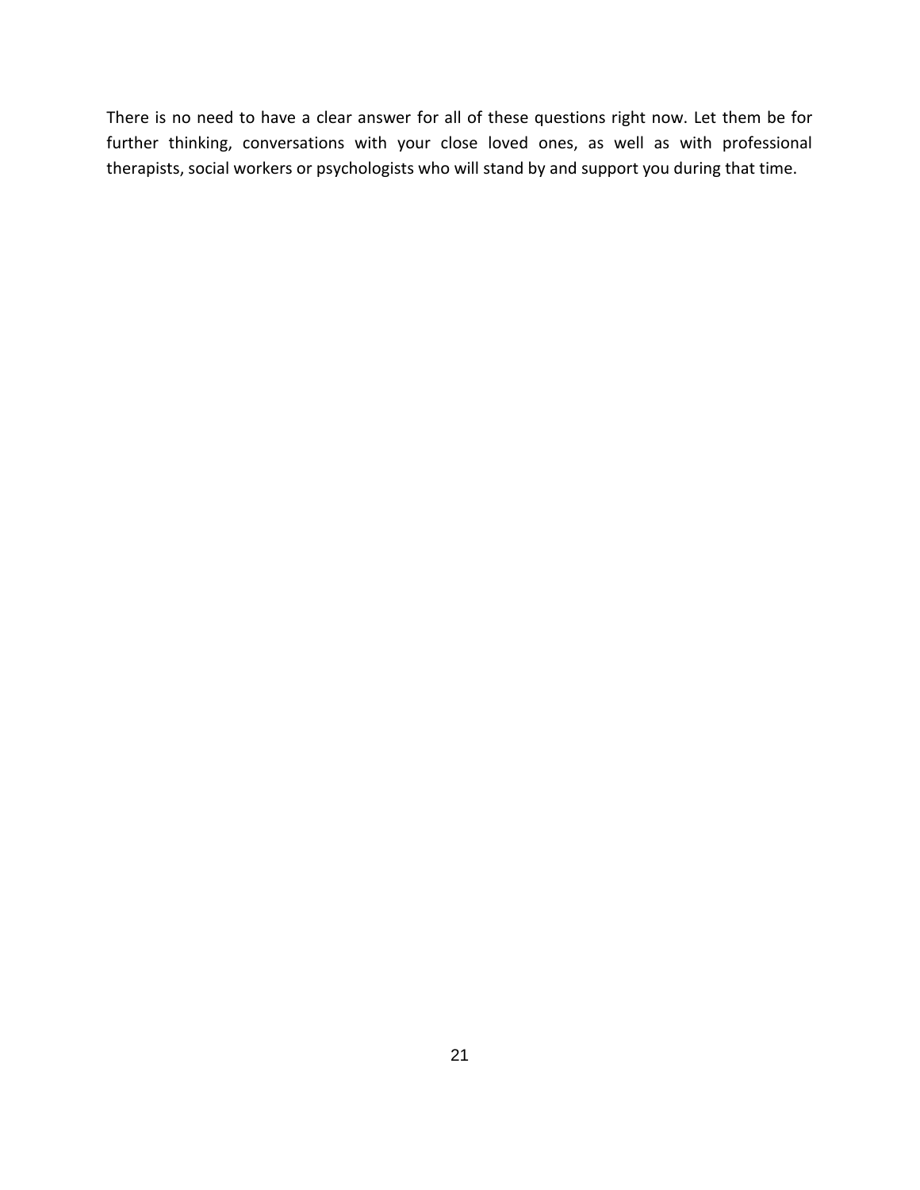There is no need to have a clear answer for all of these questions right now. Let them be for further thinking, conversations with your close loved ones, as well as with professional therapists, social workers or psychologists who will stand by and support you during that time.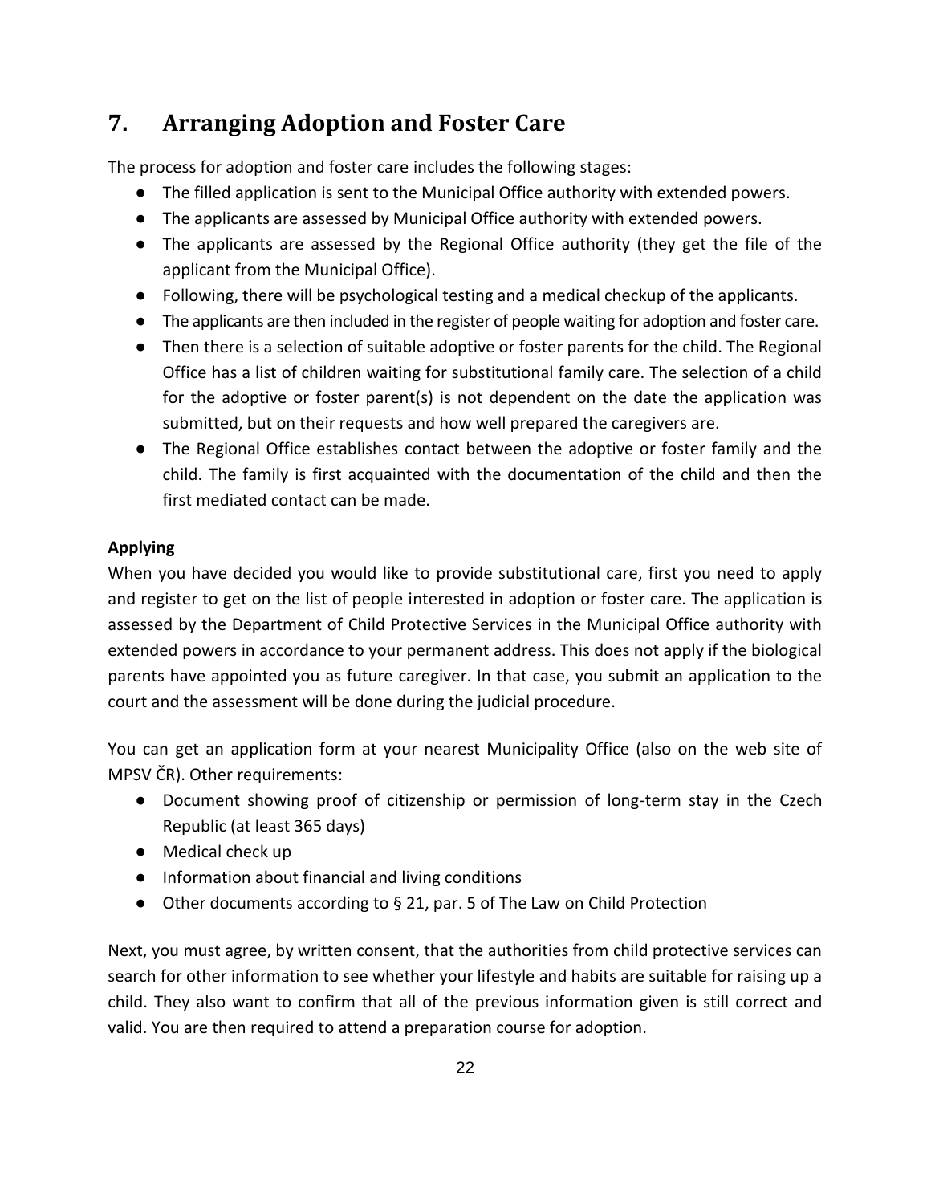## 7. Arranging Adoption and Foster Care

The process for adoption and foster care includes the following stages:

- The filled application is sent to the Municipal Office authority with extended powers.
- The applicants are assessed by Municipal Office authority with extended powers.
- The applicants are assessed by the Regional Office authority (they get the file of the applicant from the Municipal Office).
- Following, there will be psychological testing and a medical checkup of the applicants.
- The applicants are then included in the register of people waiting for adoption and foster care.
- Then there is a selection of suitable adoptive or foster parents for the child. The Regional Office has a list of children waiting for substitutional family care. The selection of a child for the adoptive or foster parent(s) is not dependent on the date the application was submitted, but on their requests and how well prepared the caregivers are.
- The Regional Office establishes contact between the adoptive or foster family and the child. The family is first acquainted with the documentation of the child and then the first mediated contact can be made.

**Applying**

When you have decided you would like to provide substitutional care, first you need to apply and register to get on the list of people interested in adoption or foster care. The application is assessed by the Department of Child Protective Services in the Municipal Office authority with extended powers in accordance to your permanent address. This does not apply if the biological parents have appointed you as future caregiver. In that case, you submit an application to the court and the assessment will be done during the judicial procedure.

You can get an application form at your nearest Municipality Office (also on the web site of MPSV ČR). Other requirements:

- Document showing proof of citizenship or permission of long-term stay in the Czech Republic (at least 365 days)
- Medical check up
- Information about financial and living conditions
- Other documents according to § 21, par. 5 of The Law on Child Protection

Next, you must agree, by written consent, that the authorities from child protective services can search for other information to see whether your lifestyle and habits are suitable for raising up a child. They also want to confirm that all of the previous information given is still correct and valid. You are then required to attend a preparation course for adoption.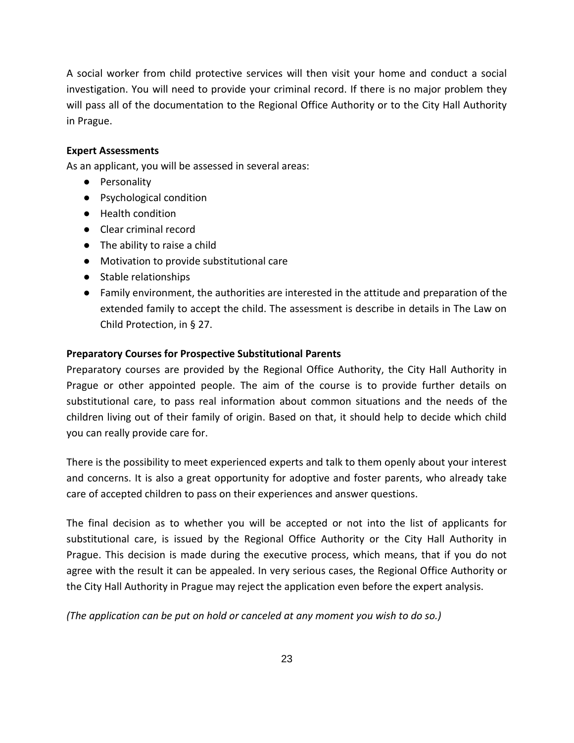A social worker from child protective services will then visit your home and conduct a social investigation. You will need to provide your criminal record. If there is no major problem they will pass all of the documentation to the Regional Office Authority or to the City Hall Authority in Prague.

**Expert Assessments**

As an applicant, you will be assessed in several areas:

- Personality
- Psychological condition
- Health condition
- Clear criminal record
- The ability to raise a child
- Motivation to provide substitutional care
- Stable relationships
- Family environment, the authorities are interested in the attitude and preparation of the extended family to accept the child. The assessment is describe in details in The Law on Child Protection, in § 27.

**Preparatory Courses for Prospective Substitutional Parents**

Preparatory courses are provided by the Regional Office Authority, the City Hall Authority in Prague or other appointed people. The aim of the course is to provide further details on substitutional care, to pass real information about common situations and the needs of the children living out of their family of origin. Based on that, it should help to decide which child you can really provide care for.

There is the possibility to meet experienced experts and talk to them openly about your interest and concerns. It is also a great opportunity for adoptive and foster parents, who already take care of accepted children to pass on their experiences and answer questions.

The final decision as to whether you will be accepted or not into the list of applicants for substitutional care, is issued by the Regional Office Authority or the City Hall Authority in Prague. This decision is made during the executive process, which means, that if you do not agree with the result it can be appealed. In very serious cases, the Regional Office Authority or the City Hall Authority in Prague may reject the application even before the expert analysis.

*(The application can be put on hold or canceled at any moment you wish to do so.)*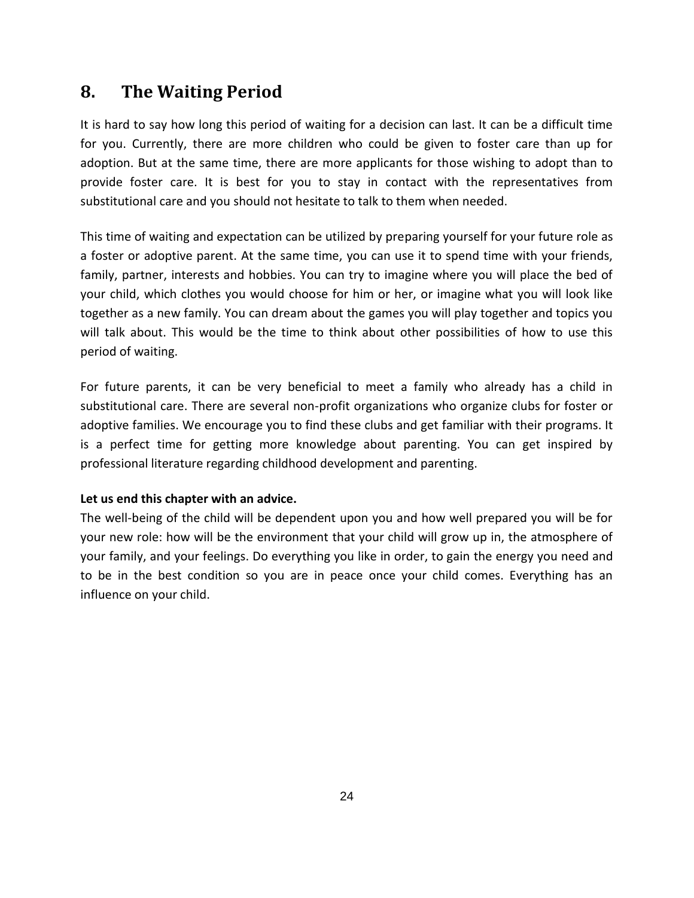## 8. The Waiting Period

It is hard to say how long this period of waiting for a decision can last. It can be a difficult time for you. Currently, there are more children who could be given to foster care than up for adoption. But at the same time, there are more applicants for those wishing to adopt than to provide foster care. It is best for you to stay in contact with the representatives from substitutional care and you should not hesitate to talk to them when needed.

This time of waiting and expectation can be utilized by preparing yourself for your future role as a foster or adoptive parent. At the same time, you can use it to spend time with your friends, family, partner, interests and hobbies. You can try to imagine where you will place the bed of your child, which clothes you would choose for him or her, or imagine what you will look like together as a new family. You can dream about the games you will play together and topics you will talk about. This would be the time to think about other possibilities of how to use this period of waiting.

For future parents, it can be very beneficial to meet a family who already has a child in substitutional care. There are several non-profit organizations who organize clubs for foster or adoptive families. We encourage you to find these clubs and get familiar with their programs. It is a perfect time for getting more knowledge about parenting. You can get inspired by professional literature regarding childhood development and parenting.

**Let us end this chapter with an advice.**
The well-being of the child will be dependent upon you and how well prepared you will be for your new role: how will be the environment that your child will grow up in, the atmosphere of your family, and your feelings. Do everything you like in order, to gain the energy you need and to be in the best condition so you are in peace once your child comes. Everything has an influence on your child.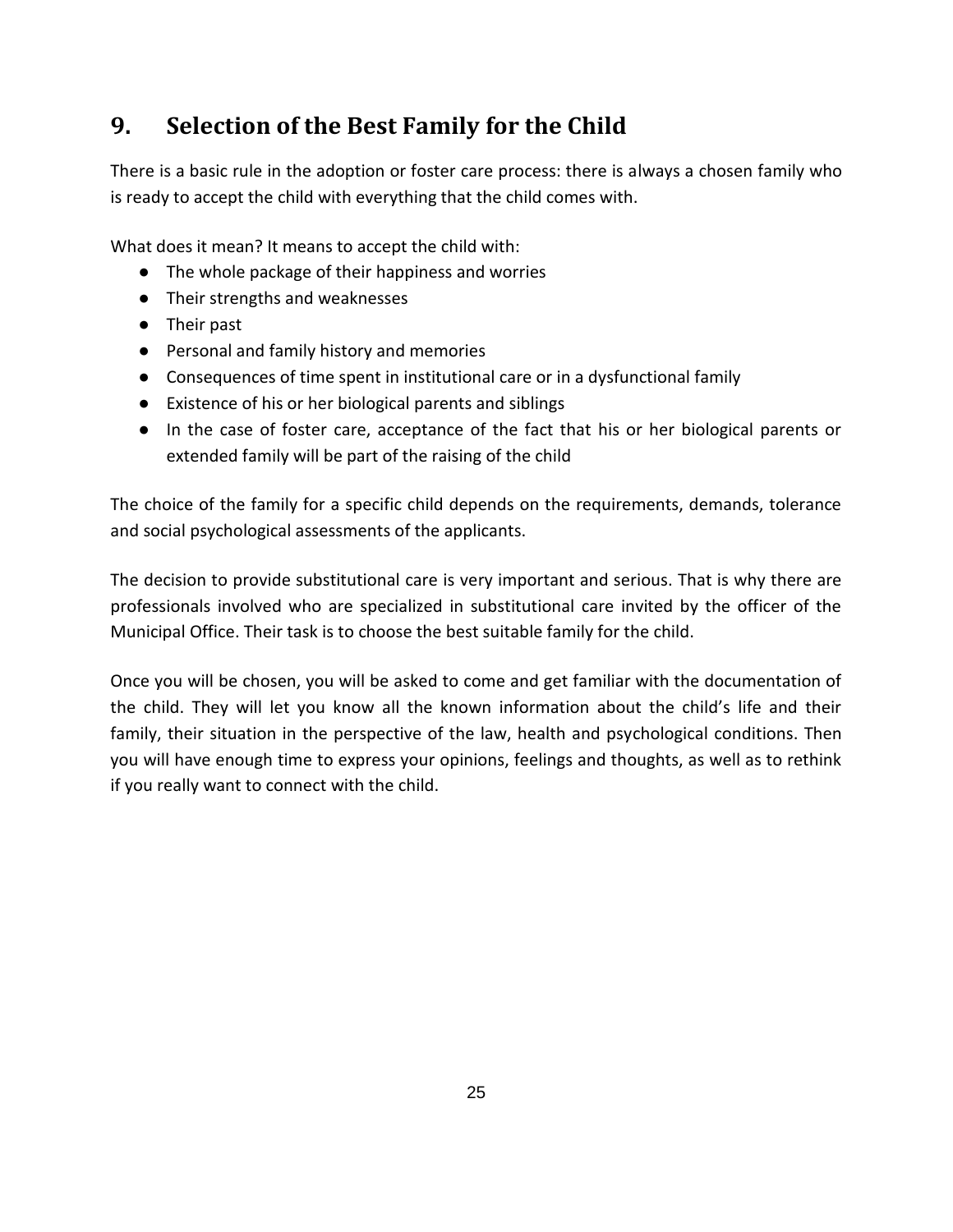## 9. Selection of the Best Family for the Child

There is a basic rule in the adoption or foster care process: there is always a chosen family who is ready to accept the child with everything that the child comes with.

What does it mean? It means to accept the child with:

- The whole package of their happiness and worries
- Their strengths and weaknesses
- Their past
- Personal and family history and memories
- Consequences of time spent in institutional care or in a dysfunctional family
- Existence of his or her biological parents and siblings
- In the case of foster care, acceptance of the fact that his or her biological parents or extended family will be part of the raising of the child

The choice of the family for a specific child depends on the requirements, demands, tolerance and social psychological assessments of the applicants.

The decision to provide substitutional care is very important and serious. That is why there are professionals involved who are specialized in substitutional care invited by the officer of the Municipal Office. Their task is to choose the best suitable family for the child.

Once you will be chosen, you will be asked to come and get familiar with the documentation of the child. They will let you know all the known information about the child's life and their family, their situation in the perspective of the law, health and psychological conditions. Then you will have enough time to express your opinions, feelings and thoughts, as well as to rethink if you really want to connect with the child.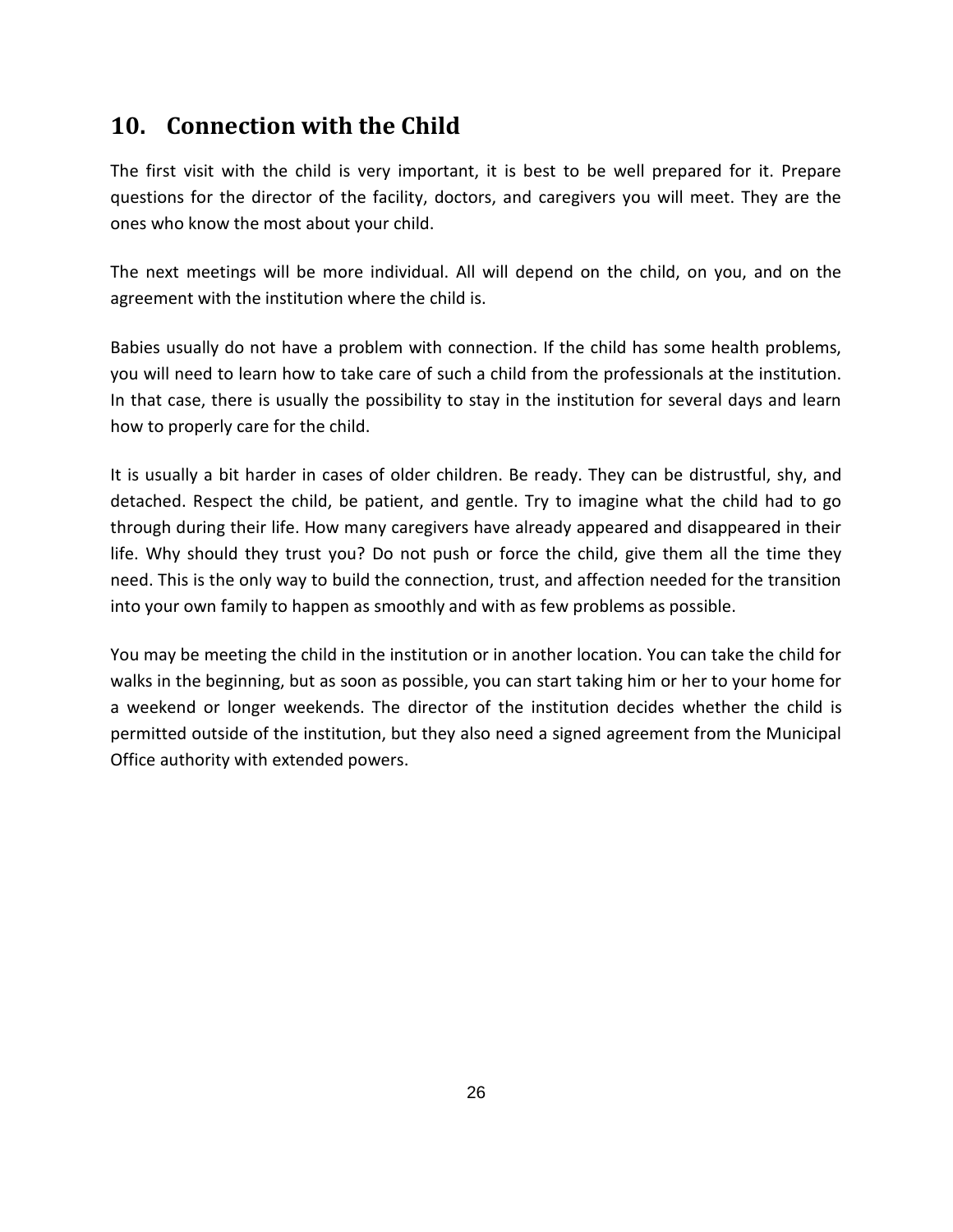## 10. Connection with the Child

The first visit with the child is very important, it is best to be well prepared for it. Prepare questions for the director of the facility, doctors, and caregivers you will meet. They are the ones who know the most about your child.

The next meetings will be more individual. All will depend on the child, on you, and on the agreement with the institution where the child is.

Babies usually do not have a problem with connection. If the child has some health problems, you will need to learn how to take care of such a child from the professionals at the institution. In that case, there is usually the possibility to stay in the institution for several days and learn how to properly care for the child.

It is usually a bit harder in cases of older children. Be ready. They can be distrustful, shy, and detached. Respect the child, be patient, and gentle. Try to imagine what the child had to go through during their life. How many caregivers have already appeared and disappeared in their life. Why should they trust you? Do not push or force the child, give them all the time they need. This is the only way to build the connection, trust, and affection needed for the transition into your own family to happen as smoothly and with as few problems as possible.

You may be meeting the child in the institution or in another location. You can take the child for walks in the beginning, but as soon as possible, you can start taking him or her to your home for a weekend or longer weekends. The director of the institution decides whether the child is permitted outside of the institution, but they also need a signed agreement from the Municipal Office authority with extended powers.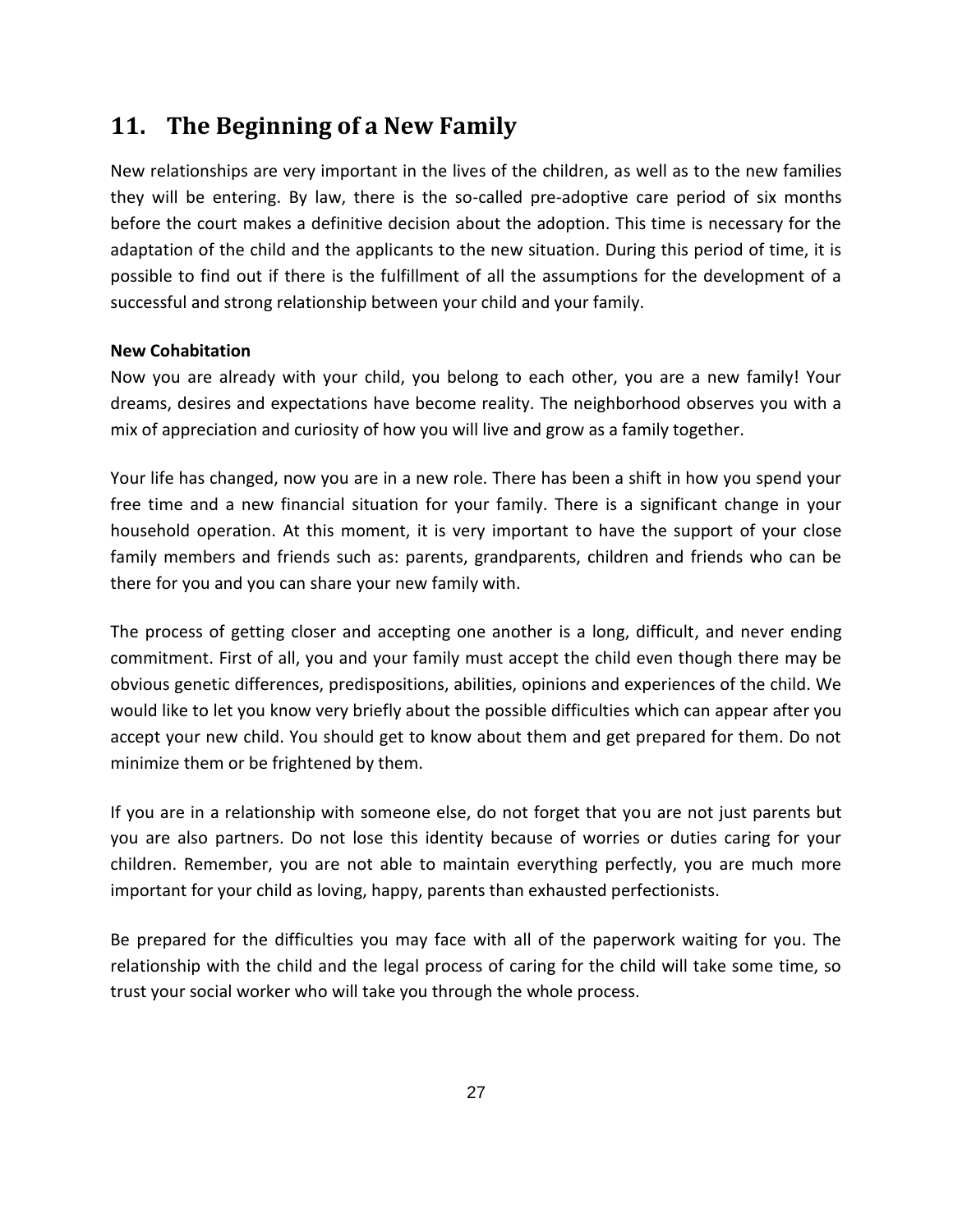## 11. The Beginning of a New Family

New relationships are very important in the lives of the children, as well as to the new families they will be entering. By law, there is the so-called pre-adoptive care period of six months before the court makes a definitive decision about the adoption. This time is necessary for the adaptation of the child and the applicants to the new situation. During this period of time, it is possible to find out if there is the fulfillment of all the assumptions for the development of a successful and strong relationship between your child and your family.

**New Cohabitation**

Now you are already with your child, you belong to each other, you are a new family! Your dreams, desires and expectations have become reality. The neighborhood observes you with a mix of appreciation and curiosity of how you will live and grow as a family together.

Your life has changed, now you are in a new role. There has been a shift in how you spend your free time and a new financial situation for your family. There is a significant change in your household operation. At this moment, it is very important to have the support of your close family members and friends such as: parents, grandparents, children and friends who can be there for you and you can share your new family with.

The process of getting closer and accepting one another is a long, difficult, and never ending commitment. First of all, you and your family must accept the child even though there may be obvious genetic differences, predispositions, abilities, opinions and experiences of the child. We would like to let you know very briefly about the possible difficulties which can appear after you accept your new child. You should get to know about them and get prepared for them. Do not minimize them or be frightened by them.

If you are in a relationship with someone else, do not forget that you are not just parents but you are also partners. Do not lose this identity because of worries or duties caring for your children. Remember, you are not able to maintain everything perfectly, you are much more important for your child as loving, happy, parents than exhausted perfectionists.

Be prepared for the difficulties you may face with all of the paperwork waiting for you. The relationship with the child and the legal process of caring for the child will take some time, so trust your social worker who will take you through the whole process.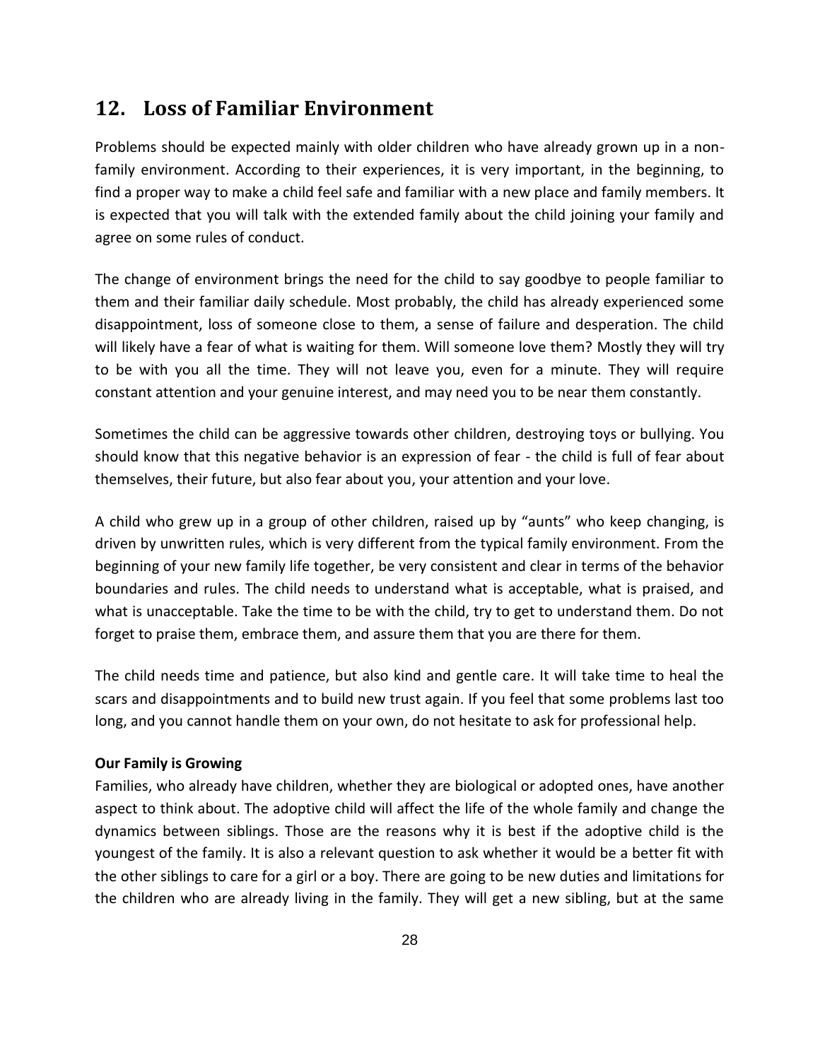## 12. Loss of Familiar Environment

Problems should be expected mainly with older children who have already grown up in a non-family environment. According to their experiences, it is very important, in the beginning, to find a proper way to make a child feel safe and familiar with a new place and family members. It is expected that you will talk with the extended family about the child joining your family and agree on some rules of conduct.

The change of environment brings the need for the child to say goodbye to people familiar to them and their familiar daily schedule. Most probably, the child has already experienced some disappointment, loss of someone close to them, a sense of failure and desperation. The child will likely have a fear of what is waiting for them. Will someone love them? Mostly they will try to be with you all the time. They will not leave you, even for a minute. They will require constant attention and your genuine interest, and may need you to be near them constantly.

Sometimes the child can be aggressive towards other children, destroying toys or bullying. You should know that this negative behavior is an expression of fear - the child is full of fear about themselves, their future, but also fear about you, your attention and your love.

A child who grew up in a group of other children, raised up by "aunts" who keep changing, is driven by unwritten rules, which is very different from the typical family environment. From the beginning of your new family life together, be very consistent and clear in terms of the behavior boundaries and rules. The child needs to understand what is acceptable, what is praised, and what is unacceptable. Take the time to be with the child, try to get to understand them. Do not forget to praise them, embrace them, and assure them that you are there for them.

The child needs time and patience, but also kind and gentle care. It will take time to heal the scars and disappointments and to build new trust again. If you feel that some problems last too long, and you cannot handle them on your own, do not hesitate to ask for professional help.

**Our Family is Growing**

Families, who already have children, whether they are biological or adopted ones, have another aspect to think about. The adoptive child will affect the life of the whole family and change the dynamics between siblings. Those are the reasons why it is best if the adoptive child is the youngest of the family. It is also a relevant question to ask whether it would be a better fit with the other siblings to care for a girl or a boy. There are going to be new duties and limitations for the children who are already living in the family. They will get a new sibling, but at the same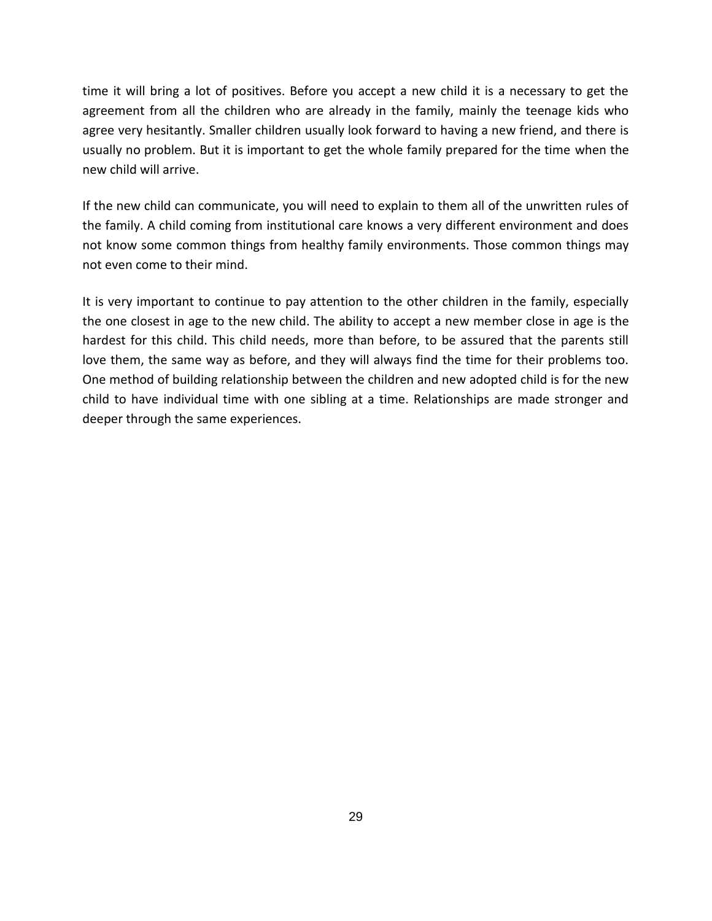time it will bring a lot of positives. Before you accept a new child it is a necessary to get the agreement from all the children who are already in the family, mainly the teenage kids who agree very hesitantly. Smaller children usually look forward to having a new friend, and there is usually no problem. But it is important to get the whole family prepared for the time when the new child will arrive.

If the new child can communicate, you will need to explain to them all of the unwritten rules of the family. A child coming from institutional care knows a very different environment and does not know some common things from healthy family environments. Those common things may not even come to their mind.

It is very important to continue to pay attention to the other children in the family, especially the one closest in age to the new child. The ability to accept a new member close in age is the hardest for this child. This child needs, more than before, to be assured that the parents still love them, the same way as before, and they will always find the time for their problems too. One method of building relationship between the children and new adopted child is for the new child to have individual time with one sibling at a time. Relationships are made stronger and deeper through the same experiences.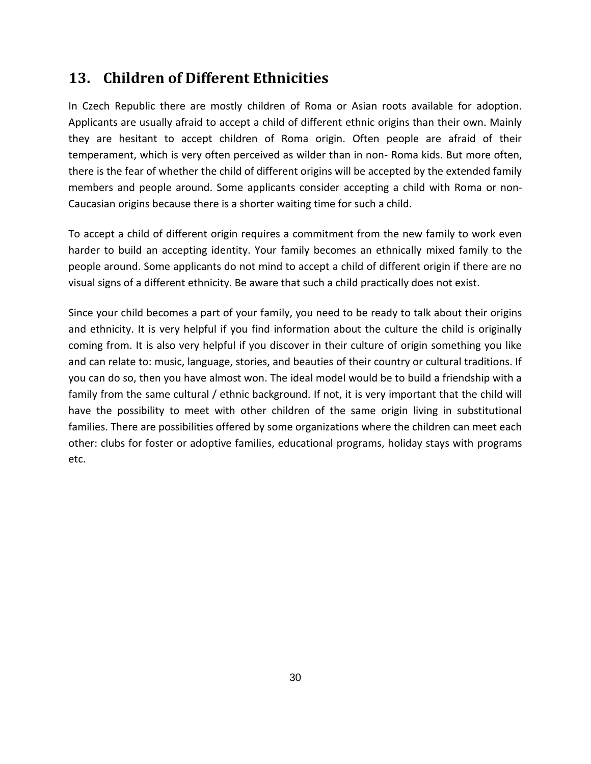## 13. Children of Different Ethnicities

In Czech Republic there are mostly children of Roma or Asian roots available for adoption. Applicants are usually afraid to accept a child of different ethnic origins than their own. Mainly they are hesitant to accept children of Roma origin. Often people are afraid of their temperament, which is very often perceived as wilder than in non- Roma kids. But more often, there is the fear of whether the child of different origins will be accepted by the extended family members and people around. Some applicants consider accepting a child with Roma or non-Caucasian origins because there is a shorter waiting time for such a child.

To accept a child of different origin requires a commitment from the new family to work even harder to build an accepting identity. Your family becomes an ethnically mixed family to the people around. Some applicants do not mind to accept a child of different origin if there are no visual signs of a different ethnicity. Be aware that such a child practically does not exist.

Since your child becomes a part of your family, you need to be ready to talk about their origins and ethnicity. It is very helpful if you find information about the culture the child is originally coming from. It is also very helpful if you discover in their culture of origin something you like and can relate to: music, language, stories, and beauties of their country or cultural traditions. If you can do so, then you have almost won. The ideal model would be to build a friendship with a family from the same cultural / ethnic background. If not, it is very important that the child will have the possibility to meet with other children of the same origin living in substitutional families. There are possibilities offered by some organizations where the children can meet each other: clubs for foster or adoptive families, educational programs, holiday stays with programs etc.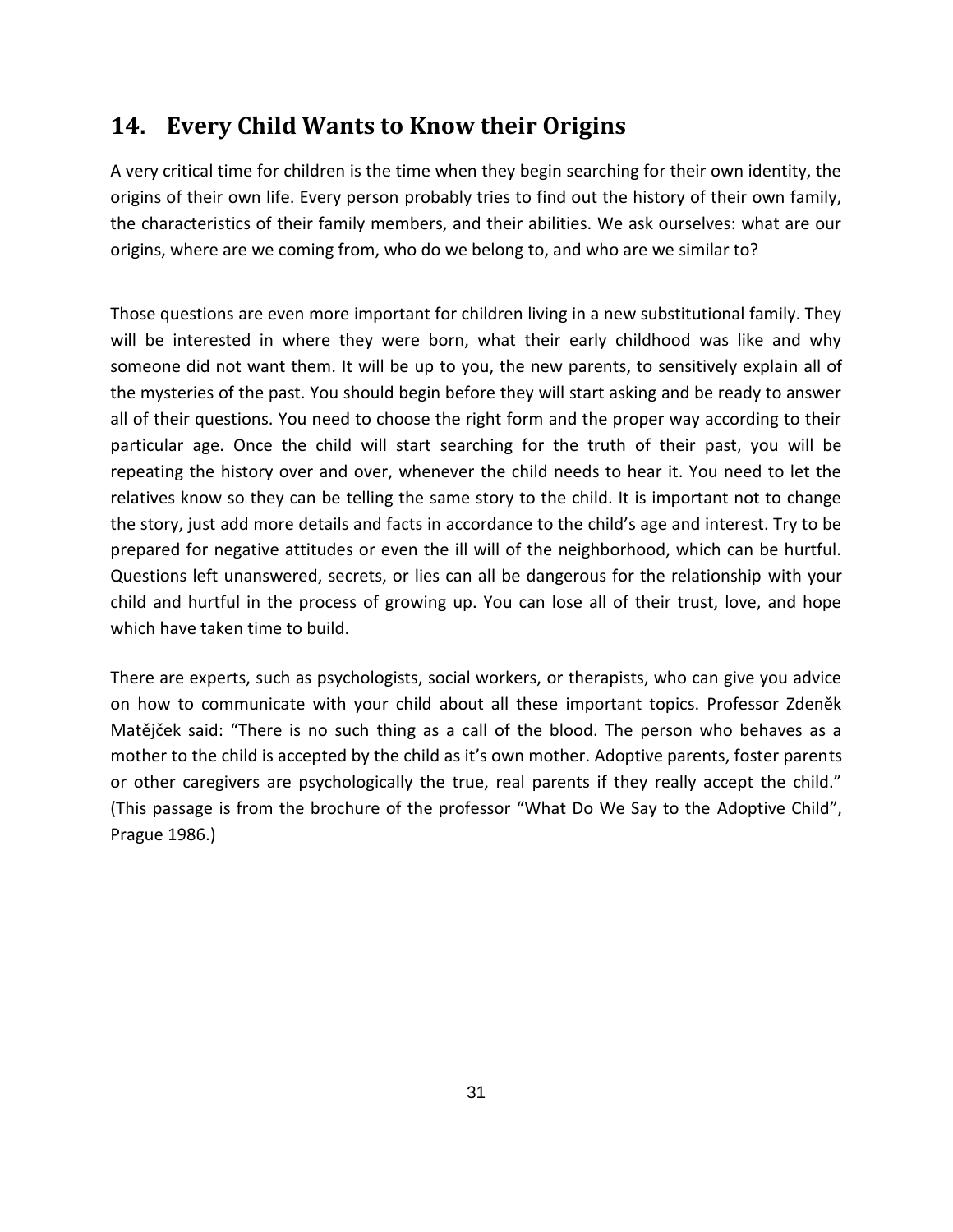## 14. Every Child Wants to Know their Origins

A very critical time for children is the time when they begin searching for their own identity, the origins of their own life. Every person probably tries to find out the history of their own family, the characteristics of their family members, and their abilities. We ask ourselves: what are our origins, where are we coming from, who do we belong to, and who are we similar to?

Those questions are even more important for children living in a new substitutional family. They will be interested in where they were born, what their early childhood was like and why someone did not want them. It will be up to you, the new parents, to sensitively explain all of the mysteries of the past. You should begin before they will start asking and be ready to answer all of their questions. You need to choose the right form and the proper way according to their particular age. Once the child will start searching for the truth of their past, you will be repeating the history over and over, whenever the child needs to hear it. You need to let the relatives know so they can be telling the same story to the child. It is important not to change the story, just add more details and facts in accordance to the child's age and interest. Try to be prepared for negative attitudes or even the ill will of the neighborhood, which can be hurtful. Questions left unanswered, secrets, or lies can all be dangerous for the relationship with your child and hurtful in the process of growing up. You can lose all of their trust, love, and hope which have taken time to build.

There are experts, such as psychologists, social workers, or therapists, who can give you advice on how to communicate with your child about all these important topics. Professor Zdeněk Matějček said: "There is no such thing as a call of the blood. The person who behaves as a mother to the child is accepted by the child as it's own mother. Adoptive parents, foster parents or other caregivers are psychologically the true, real parents if they really accept the child." (This passage is from the brochure of the professor "What Do We Say to the Adoptive Child", Prague 1986.)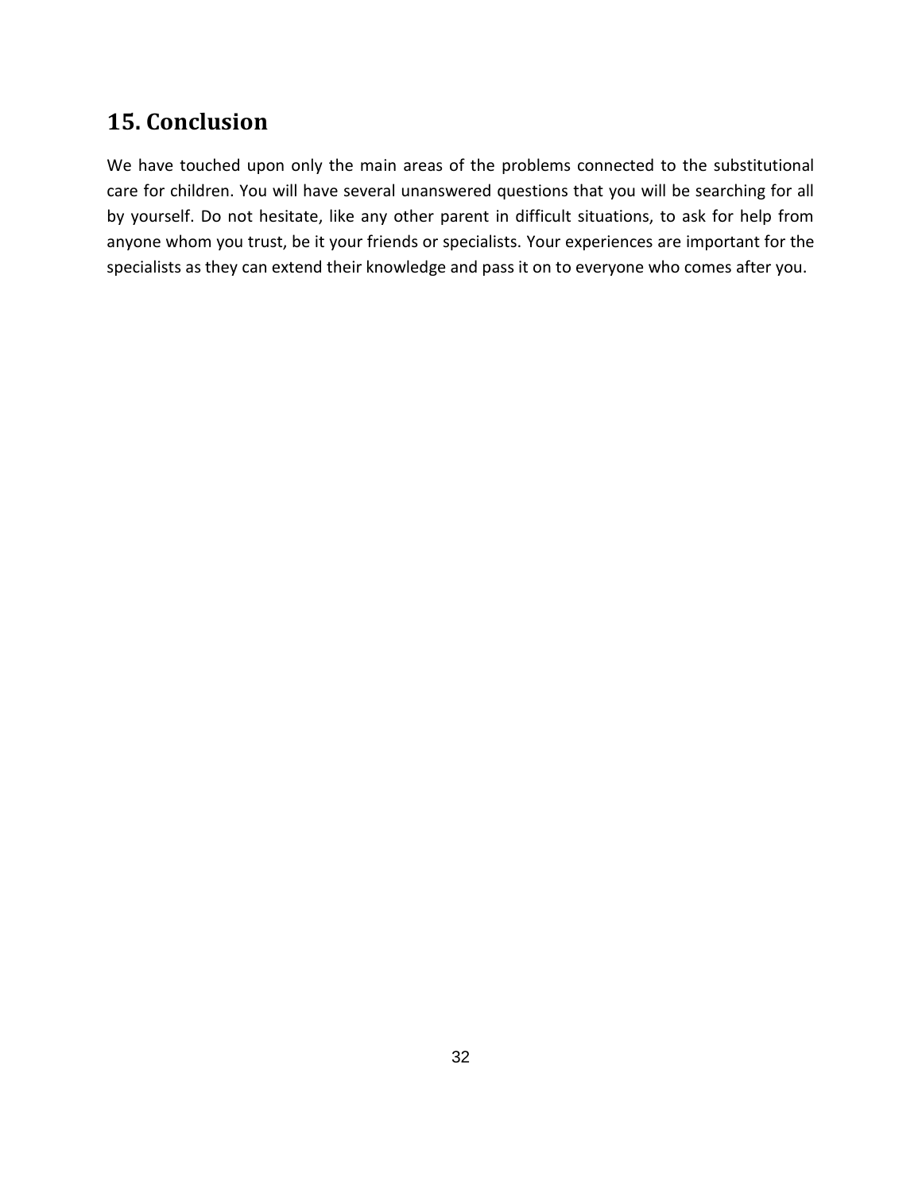## 15. Conclusion

We have touched upon only the main areas of the problems connected to the substitutional care for children. You will have several unanswered questions that you will be searching for all by yourself. Do not hesitate, like any other parent in difficult situations, to ask for help from anyone whom you trust, be it your friends or specialists. Your experiences are important for the specialists as they can extend their knowledge and pass it on to everyone who comes after you.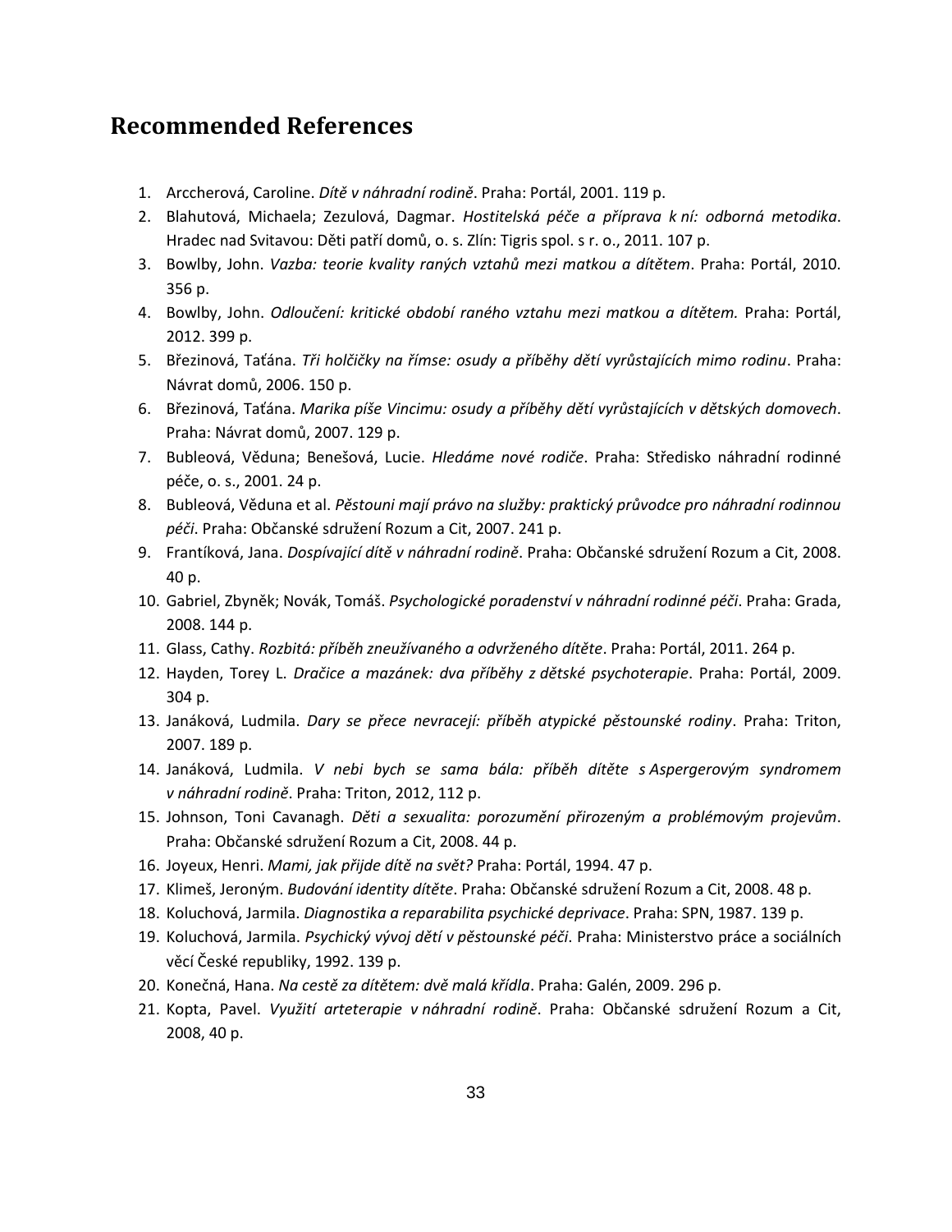## Recommended References

1. Arccherová, Caroline. *Dítě v náhradní rodině*. Praha: Portál, 2001. 119 p.
2. Blahutová, Michaela; Zezulová, Dagmar. *Hostitelská péče a příprava k ní: odborná metodika*. Hradec nad Svitavou: Děti patří domů, o. s. Zlín: Tigris spol. s r. o., 2011. 107 p.
3. Bowlby, John. *Vazba: teorie kvality raných vztahů mezi matkou a dítětem*. Praha: Portál, 2010. 356 p.
4. Bowlby, John. *Odloučení: kritické období raného vztahu mezi matkou a dítětem.* Praha: Portál, 2012. 399 p.
5. Březinová, Taťána. *Tři holčičky na římse: osudy a příběhy dětí vyrůstajících mimo rodinu*. Praha: Návrat domů, 2006. 150 p.
6. Březinová, Taťána. *Marika píše Vincimu: osudy a příběhy dětí vyrůstajících v dětských domovech*. Praha: Návrat domů, 2007. 129 p.
7. Bubleová, Věduna; Benešová, Lucie. *Hledáme nové rodiče*. Praha: Středisko náhradní rodinné péče, o. s., 2001. 24 p.
8. Bubleová, Věduna et al. *Pěstouni mají právo na služby: praktický průvodce pro náhradní rodinnou péči*. Praha: Občanské sdružení Rozum a Cit, 2007. 241 p.
9. Frantíková, Jana. *Dospívající dítě v náhradní rodině*. Praha: Občanské sdružení Rozum a Cit, 2008. 40 p.
10. Gabriel, Zbyněk; Novák, Tomáš. *Psychologické poradenství v náhradní rodinné péči*. Praha: Grada, 2008. 144 p.
11. Glass, Cathy. *Rozbitá: příběh zneužívaného a odvrženého dítěte*. Praha: Portál, 2011. 264 p.
12. Hayden, Torey L. *Dračice a mazánek: dva příběhy z dětské psychoterapie*. Praha: Portál, 2009. 304 p.
13. Janáková, Ludmila. *Dary se přece nevracejí: příběh atypické pěstounské rodiny*. Praha: Triton, 2007. 189 p.
14. Janáková, Ludmila. *V nebi bych se sama bála: příběh dítěte s Aspergerovým syndromem v náhradní rodině*. Praha: Triton, 2012, 112 p.
15. Johnson, Toni Cavanagh. *Děti a sexualita: porozumění přirozeným a problémovým projevům*. Praha: Občanské sdružení Rozum a Cit, 2008. 44 p.
16. Joyeux, Henri. *Mami, jak přijde dítě na svět?* Praha: Portál, 1994. 47 p.
17. Klimeš, Jeroným. *Budování identity dítěte*. Praha: Občanské sdružení Rozum a Cit, 2008. 48 p.
18. Koluchová, Jarmila. *Diagnostika a reparabilita psychické deprivace*. Praha: SPN, 1987. 139 p.
19. Koluchová, Jarmila. *Psychický vývoj dětí v pěstounské péči*. Praha: Ministerstvo práce a sociálních věcí České republiky, 1992. 139 p.
20. Konečná, Hana. *Na cestě za dítětem: dvě malá křídla*. Praha: Galén, 2009. 296 p.
21. Kopta, Pavel. *Využití arteterapie v náhradní rodině*. Praha: Občanské sdružení Rozum a Cit, 2008, 40 p.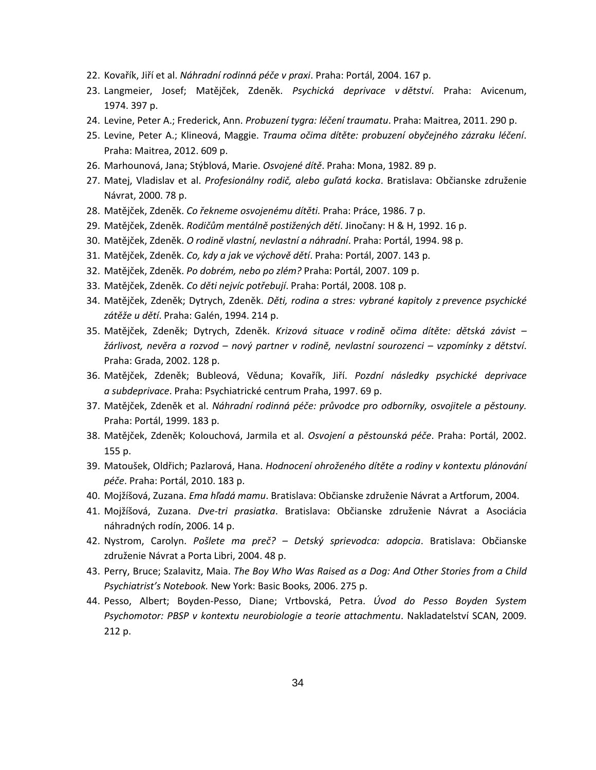22. Kovařík, Jiří et al. *Náhradní rodinná péče v praxi*. Praha: Portál, 2004. 167 p.
23. Langmeier, Josef; Matějček, Zdeněk. *Psychická deprivace v dětství*. Praha: Avicenum, 1974. 397 p.
24. Levine, Peter A.; Frederick, Ann. *Probuzení tygra: léčení traumatu*. Praha: Maitrea, 2011. 290 p.
25. Levine, Peter A.; Klineová, Maggie. *Trauma očima dítěte: probuzení obyčejného zázraku léčení*. Praha: Maitrea, 2012. 609 p.
26. Marhounová, Jana; Stýblová, Marie. *Osvojené dítě*. Praha: Mona, 1982. 89 p.
27. Matej, Vladislav et al. *Profesionálny rodič, alebo guľatá kocka*. Bratislava: Občianske združenie Návrat, 2000. 78 p.
28. Matějček, Zdeněk. *Co řekneme osvojenému dítěti.* Praha: Práce, 1986. 7 p.
29. Matějček, Zdeněk. *Rodičům mentálně postižených dětí*. Jinočany: H & H, 1992. 16 p.
30. Matějček, Zdeněk. *O rodině vlastní, nevlastní a náhradní*. Praha: Portál, 1994. 98 p.
31. Matějček, Zdeněk. *Co, kdy a jak ve výchově dětí*. Praha: Portál, 2007. 143 p.
32. Matějček, Zdeněk. *Po dobrém, nebo po zlém?* Praha: Portál, 2007. 109 p.
33. Matějček, Zdeněk. *Co děti nejvíc potřebují*. Praha: Portál, 2008. 108 p.
34. Matějček, Zdeněk; Dytrych, Zdeněk. *Děti, rodina a stres: vybrané kapitoly z prevence psychické zátěže u dětí*. Praha: Galén, 1994. 214 p.
35. Matějček, Zdeněk; Dytrych, Zdeněk. *Krizová situace v rodině očima dítěte: dětská závist – žárlivost, nevěra a rozvod – nový partner v rodině, nevlastní sourozenci – vzpomínky z dětství*. Praha: Grada, 2002. 128 p.
36. Matějček, Zdeněk; Bubleová, Věduna; Kovařík, Jiří. *Pozdní následky psychické deprivace a subdeprivace*. Praha: Psychiatrické centrum Praha, 1997. 69 p.
37. Matějček, Zdeněk et al. *Náhradní rodinná péče: průvodce pro odborníky, osvojitele a pěstouny.* Praha: Portál, 1999. 183 p.
38. Matějček, Zdeněk; Kolouchová, Jarmila et al. *Osvojení a pěstounská péče*. Praha: Portál, 2002. 155 p.
39. Matoušek, Oldřich; Pazlarová, Hana. *Hodnocení ohroženého dítěte a rodiny v kontextu plánování péče*. Praha: Portál, 2010. 183 p.
40. Mojžíšová, Zuzana. *Ema hľadá mamu*. Bratislava: Občianske združenie Návrat a Artforum, 2004.
41. Mojžíšová, Zuzana. *Dve-tri prasiatka*. Bratislava: Občianske združenie Návrat a Asociácia náhradných rodín, 2006. 14 p.
42. Nystrom, Carolyn. *Pošlete ma preč? – Detský sprievodca: adopcia*. Bratislava: Občianske združenie Návrat a Porta Libri, 2004. 48 p.
43. Perry, Bruce; Szalavitz, Maia. *The Boy Who Was Raised as a Dog: And Other Stories from a Child Psychiatrist's Notebook.* New York: Basic Books, 2006. 275 p.
44. Pesso, Albert; Boyden-Pesso, Diane; Vrtbovská, Petra. *Úvod do Pesso Boyden System Psychomotor: PBSP v kontextu neurobiologie a teorie attachmentu*. Nakladatelství SCAN, 2009. 212 p.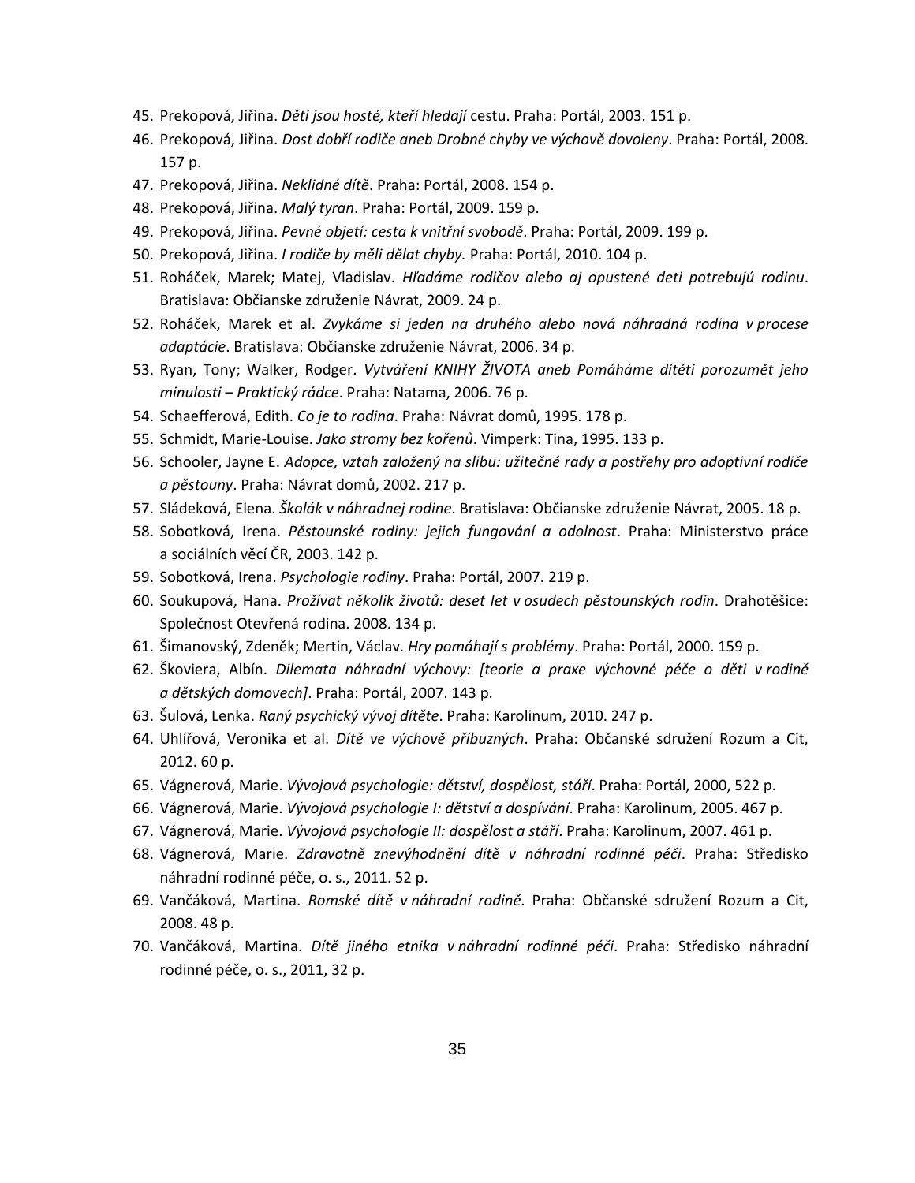45. Prekopová, Jiřina. *Děti jsou hosté, kteří hledají* cestu. Praha: Portál, 2003. 151 p.
46. Prekopová, Jiřina. *Dost dobří rodiče aneb Drobné chyby ve výchově dovoleny*. Praha: Portál, 2008. 157 p.
47. Prekopová, Jiřina. *Neklidné dítě*. Praha: Portál, 2008. 154 p.
48. Prekopová, Jiřina. *Malý tyran*. Praha: Portál, 2009. 159 p.
49. Prekopová, Jiřina. *Pevné objetí: cesta k vnitřní svobodě*. Praha: Portál, 2009. 199 p.
50. Prekopová, Jiřina. *I rodiče by měli dělat chyby.* Praha: Portál, 2010. 104 p.
51. Roháček, Marek; Matej, Vladislav. *Hľadáme rodičov alebo aj opustené deti potrebujú rodinu*. Bratislava: Občianske združenie Návrat, 2009. 24 p.
52. Roháček, Marek et al. *Zvykáme si jeden na druhého alebo nová náhradná rodina v procese adaptácie*. Bratislava: Občianske združenie Návrat, 2006. 34 p.
53. Ryan, Tony; Walker, Rodger. *Vytváření KNIHY ŽIVOTA aneb Pomáháme dítěti porozumět jeho minulosti – Praktický rádce*. Praha: Natama, 2006. 76 p.
54. Schaefferová, Edith. *Co je to rodina*. Praha: Návrat domů, 1995. 178 p.
55. Schmidt, Marie-Louise. *Jako stromy bez kořenů*. Vimperk: Tina, 1995. 133 p.
56. Schooler, Jayne E. *Adopce, vztah založený na slibu: užitečné rady a postřehy pro adoptivní rodiče a pěstouny*. Praha: Návrat domů, 2002. 217 p.
57. Sládeková, Elena. *Školák v náhradnej rodine*. Bratislava: Občianske združenie Návrat, 2005. 18 p.
58. Sobotková, Irena. *Pěstounské rodiny: jejich fungování a odolnost*. Praha: Ministerstvo práce a sociálních věcí ČR, 2003. 142 p.
59. Sobotková, Irena. *Psychologie rodiny*. Praha: Portál, 2007. 219 p.
60. Soukupová, Hana. *Prožívat několik životů: deset let v osudech pěstounských rodin*. Drahotěšice: Společnost Otevřená rodina. 2008. 134 p.
61. Šimanovský, Zdeněk; Mertin, Václav. *Hry pomáhají s problémy*. Praha: Portál, 2000. 159 p.
62. Škoviera, Albín. *Dilemata náhradní výchovy: [teorie a praxe výchovné péče o děti v rodině a dětských domovech]*. Praha: Portál, 2007. 143 p.
63. Šulová, Lenka. *Raný psychický vývoj dítěte*. Praha: Karolinum, 2010. 247 p.
64. Uhlířová, Veronika et al. *Dítě ve výchově příbuzných*. Praha: Občanské sdružení Rozum a Cit, 2012. 60 p.
65. Vágnerová, Marie. *Vývojová psychologie: dětství, dospělost, stáří*. Praha: Portál, 2000, 522 p.
66. Vágnerová, Marie. *Vývojová psychologie I: dětství a dospívání*. Praha: Karolinum, 2005. 467 p.
67. Vágnerová, Marie. *Vývojová psychologie II: dospělost a stáří*. Praha: Karolinum, 2007. 461 p.
68. Vágnerová, Marie. *Zdravotně znevýhodnění dítě v náhradní rodinné péči*. Praha: Středisko náhradní rodinné péče, o. s., 2011. 52 p.
69. Vančáková, Martina. *Romské dítě v náhradní rodině*. Praha: Občanské sdružení Rozum a Cit, 2008. 48 p.
70. Vančáková, Martina. *Dítě jiného etnika v náhradní rodinné péči*. Praha: Středisko náhradní rodinné péče, o. s., 2011, 32 p.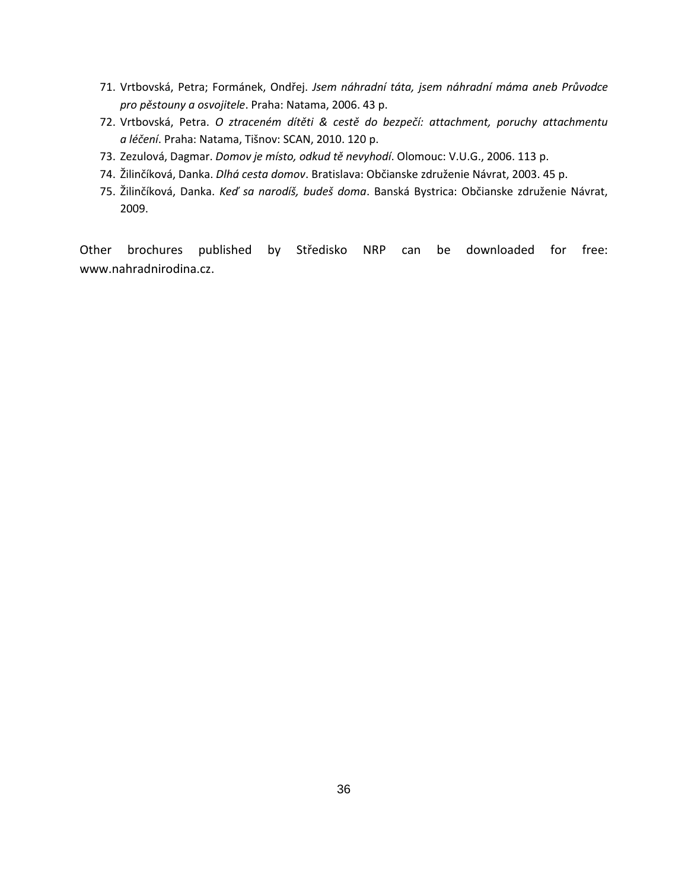71. Vrtbovská, Petra; Formánek, Ondřej. *Jsem náhradní táta, jsem náhradní máma aneb Průvodce pro pěstouny a osvojitele*. Praha: Natama, 2006. 43 p.
72. Vrtbovská, Petra. *O ztraceném dítěti & cestě do bezpečí: attachment, poruchy attachmentu a léčení*. Praha: Natama, Tišnov: SCAN, 2010. 120 p.
73. Zezulová, Dagmar. *Domov je místo, odkud tě nevyhodí*. Olomouc: V.U.G., 2006. 113 p.
74. Žilinčíková, Danka. *Dlhá cesta domov*. Bratislava: Občianske združenie Návrat, 2003. 45 p.
75. Žilinčíková, Danka. *Keď sa narodíš, budeš doma*. Banská Bystrica: Občianske združenie Návrat, 2009.

Other brochures published by Středisko NRP can be downloaded for free: www.nahradnirodina.cz.